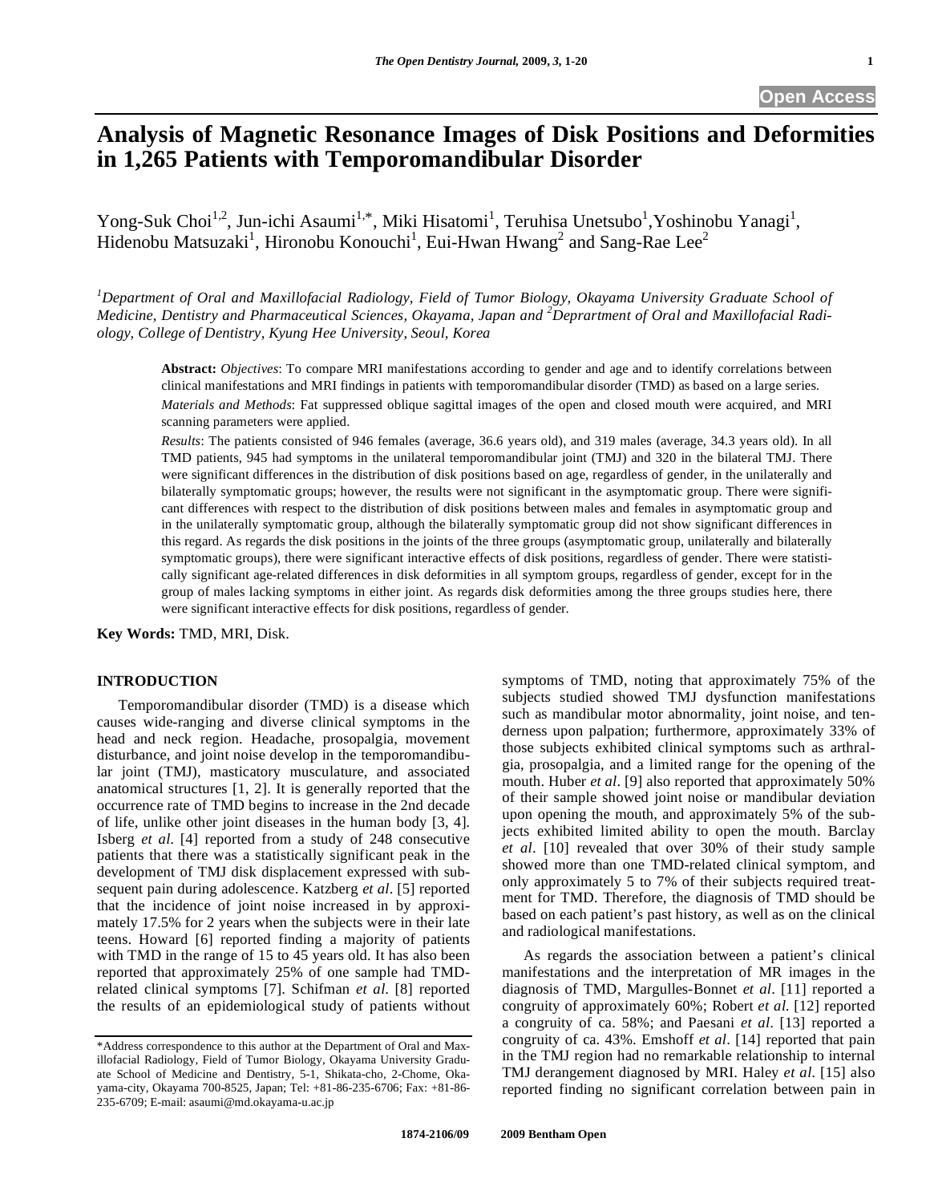# Analysis of Magnetic Resonance Images of Disk Positions and Deformities in 1,265 Patients with Temporomandibular Disorder

Yong-Suk Choi[1,2], Jun-ichi Asaumi[1,*], Miki Hisatomi[1], Teruhisa Unetsubo[1], Yoshinobu Yanagi[1], Hidenobu Matsuzaki[1], Hironobu Konouchi[1], Eui-Hwan Hwang[2] and Sang-Rae Lee[2]

*[1]Department of Oral and Maxillofacial Radiology, Field of Tumor Biology, Okayama University Graduate School of Medicine, Dentistry and Pharmaceutical Sciences, Okayama, Japan and [2]Deprartment of Oral and Maxillofacial Radiology, College of Dentistry, Kyung Hee University, Seoul, Korea*

**Abstract:** *Objectives*: To compare MRI manifestations according to gender and age and to identify correlations between clinical manifestations and MRI findings in patients with temporomandibular disorder (TMD) as based on a large series.

*Materials and Methods*: Fat suppressed oblique sagittal images of the open and closed mouth were acquired, and MRI scanning parameters were applied.

*Results*: The patients consisted of 946 females (average, 36.6 years old), and 319 males (average, 34.3 years old). In all TMD patients, 945 had symptoms in the unilateral temporomandibular joint (TMJ) and 320 in the bilateral TMJ. There were significant differences in the distribution of disk positions based on age, regardless of gender, in the unilaterally and bilaterally symptomatic groups; however, the results were not significant in the asymptomatic group. There were significant differences with respect to the distribution of disk positions between males and females in asymptomatic group and in the unilaterally symptomatic group, although the bilaterally symptomatic group did not show significant differences in this regard. As regards the disk positions in the joints of the three groups (asymptomatic group, unilaterally and bilaterally symptomatic groups), there were significant interactive effects of disk positions, regardless of gender. There were statistically significant age-related differences in disk deformities in all symptom groups, regardless of gender, except for in the group of males lacking symptoms in either joint. As regards disk deformities among the three groups studies here, there were significant interactive effects for disk positions, regardless of gender.

**Key Words:** TMD, MRI, Disk.

## INTRODUCTION

Temporomandibular disorder (TMD) is a disease which causes wide-ranging and diverse clinical symptoms in the head and neck region. Headache, prosopalgia, movement disturbance, and joint noise develop in the temporomandibular joint (TMJ), masticatory musculature, and associated anatomical structures [1, 2]. It is generally reported that the occurrence rate of TMD begins to increase in the 2nd decade of life, unlike other joint diseases in the human body [3, 4]. Isberg *et al*. [4] reported from a study of 248 consecutive patients that there was a statistically significant peak in the development of TMJ disk displacement expressed with subsequent pain during adolescence. Katzberg *et al*. [5] reported that the incidence of joint noise increased in by approximately 17.5% for 2 years when the subjects were in their late teens. Howard [6] reported finding a majority of patients with TMD in the range of 15 to 45 years old. It has also been reported that approximately 25% of one sample had TMD-related clinical symptoms [7]. Schifman *et al.* [8] reported the results of an epidemiological study of patients without symptoms of TMD, noting that approximately 75% of the subjects studied showed TMJ dysfunction manifestations such as mandibular motor abnormality, joint noise, and tenderness upon palpation; furthermore, approximately 33% of those subjects exhibited clinical symptoms such as arthralgia, prosopalgia, and a limited range for the opening of the mouth. Huber *et al*. [9] also reported that approximately 50% of their sample showed joint noise or mandibular deviation upon opening the mouth, and approximately 5% of the subjects exhibited limited ability to open the mouth. Barclay *et al*. [10] revealed that over 30% of their study sample showed more than one TMD-related clinical symptom, and only approximately 5 to 7% of their subjects required treatment for TMD. Therefore, the diagnosis of TMD should be based on each patient's past history, as well as on the clinical and radiological manifestations.

As regards the association between a patient's clinical manifestations and the interpretation of MR images in the diagnosis of TMD, Margulles-Bonnet *et al*. [11] reported a congruity of approximately 60%; Robert *et al.* [12] reported a congruity of ca. 58%; and Paesani *et al*. [13] reported a congruity of ca. 43%. Emshoff *et al*. [14] reported that pain in the TMJ region had no remarkable relationship to internal TMJ derangement diagnosed by MRI. Haley *et al.* [15] also reported finding no significant correlation between pain in

*Address correspondence to this author at the Department of Oral and Maxillofacial Radiology, Field of Tumor Biology, Okayama University Graduate School of Medicine and Dentistry, 5-1, Shikata-cho, 2-Chome, Okayama-city, Okayama 700-8525, Japan; Tel: +81-86-235-6706; Fax: +81-86-235-6709; E-mail: asaumi@md.okayama-u.ac.jp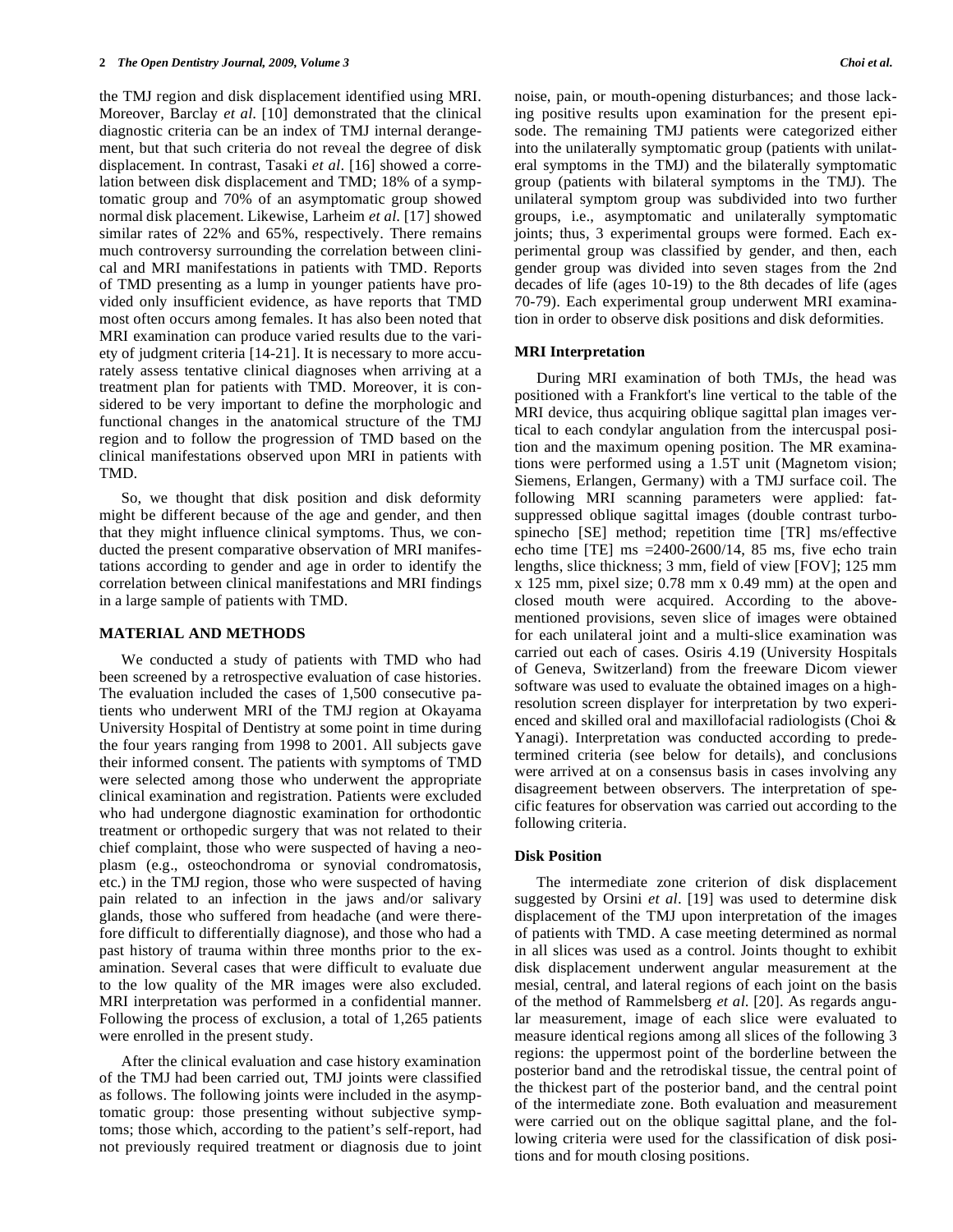the TMJ region and disk displacement identified using MRI. Moreover, Barclay *et al.* [10] demonstrated that the clinical diagnostic criteria can be an index of TMJ internal derangement, but that such criteria do not reveal the degree of disk displacement. In contrast, Tasaki *et al*. [16] showed a correlation between disk displacement and TMD; 18% of a symptomatic group and 70% of an asymptomatic group showed normal disk placement. Likewise, Larheim *et al.* [17] showed similar rates of 22% and 65%, respectively. There remains much controversy surrounding the correlation between clinical and MRI manifestations in patients with TMD. Reports of TMD presenting as a lump in younger patients have provided only insufficient evidence, as have reports that TMD most often occurs among females. It has also been noted that MRI examination can produce varied results due to the variety of judgment criteria [14-21]. It is necessary to more accurately assess tentative clinical diagnoses when arriving at a treatment plan for patients with TMD. Moreover, it is considered to be very important to define the morphologic and functional changes in the anatomical structure of the TMJ region and to follow the progression of TMD based on the clinical manifestations observed upon MRI in patients with TMD.

So, we thought that disk position and disk deformity might be different because of the age and gender, and then that they might influence clinical symptoms. Thus, we conducted the present comparative observation of MRI manifestations according to gender and age in order to identify the correlation between clinical manifestations and MRI findings in a large sample of patients with TMD.

## MATERIAL AND METHODS

We conducted a study of patients with TMD who had been screened by a retrospective evaluation of case histories. The evaluation included the cases of 1,500 consecutive patients who underwent MRI of the TMJ region at Okayama University Hospital of Dentistry at some point in time during the four years ranging from 1998 to 2001. All subjects gave their informed consent. The patients with symptoms of TMD were selected among those who underwent the appropriate clinical examination and registration. Patients were excluded who had undergone diagnostic examination for orthodontic treatment or orthopedic surgery that was not related to their chief complaint, those who were suspected of having a neoplasm (e.g., osteochondroma or synovial condromatosis, etc.) in the TMJ region, those who were suspected of having pain related to an infection in the jaws and/or salivary glands, those who suffered from headache (and were therefore difficult to differentially diagnose), and those who had a past history of trauma within three months prior to the examination. Several cases that were difficult to evaluate due to the low quality of the MR images were also excluded. MRI interpretation was performed in a confidential manner. Following the process of exclusion, a total of 1,265 patients were enrolled in the present study.

After the clinical evaluation and case history examination of the TMJ had been carried out, TMJ joints were classified as follows. The following joints were included in the asymptomatic group: those presenting without subjective symptoms; those which, according to the patient's self-report, had not previously required treatment or diagnosis due to joint noise, pain, or mouth-opening disturbances; and those lacking positive results upon examination for the present episode. The remaining TMJ patients were categorized either into the unilaterally symptomatic group (patients with unilateral symptoms in the TMJ) and the bilaterally symptomatic group (patients with bilateral symptoms in the TMJ). The unilateral symptom group was subdivided into two further groups, i.e., asymptomatic and unilaterally symptomatic joints; thus, 3 experimental groups were formed. Each experimental group was classified by gender, and then, each gender group was divided into seven stages from the 2nd decades of life (ages 10-19) to the 8th decades of life (ages 70-79). Each experimental group underwent MRI examination in order to observe disk positions and disk deformities.

### MRI Interpretation

During MRI examination of both TMJs, the head was positioned with a Frankfort's line vertical to the table of the MRI device, thus acquiring oblique sagittal plan images vertical to each condylar angulation from the intercuspal position and the maximum opening position. The MR examinations were performed using a 1.5T unit (Magnetom vision; Siemens, Erlangen, Germany) with a TMJ surface coil. The following MRI scanning parameters were applied: fat-suppressed oblique sagittal images (double contrast turbo-spinecho [SE] method; repetition time [TR] ms/effective echo time [TE] ms =2400-2600/14, 85 ms, five echo train lengths, slice thickness; 3 mm, field of view [FOV]; 125 mm x 125 mm, pixel size; 0.78 mm x 0.49 mm) at the open and closed mouth were acquired. According to the above-mentioned provisions, seven slice of images were obtained for each unilateral joint and a multi-slice examination was carried out each of cases. Osiris 4.19 (University Hospitals of Geneva, Switzerland) from the freeware Dicom viewer software was used to evaluate the obtained images on a high-resolution screen displayer for interpretation by two experienced and skilled oral and maxillofacial radiologists (Choi & Yanagi). Interpretation was conducted according to predetermined criteria (see below for details), and conclusions were arrived at on a consensus basis in cases involving any disagreement between observers. The interpretation of specific features for observation was carried out according to the following criteria.

### Disk Position

The intermediate zone criterion of disk displacement suggested by Orsini *et al*. [19] was used to determine disk displacement of the TMJ upon interpretation of the images of patients with TMD. A case meeting determined as normal in all slices was used as a control. Joints thought to exhibit disk displacement underwent angular measurement at the mesial, central, and lateral regions of each joint on the basis of the method of Rammelsberg *et al.* [20]. As regards angular measurement, image of each slice were evaluated to measure identical regions among all slices of the following 3 regions: the uppermost point of the borderline between the posterior band and the retrodiskal tissue, the central point of the thickest part of the posterior band, and the central point of the intermediate zone. Both evaluation and measurement were carried out on the oblique sagittal plane, and the following criteria were used for the classification of disk positions and for mouth closing positions.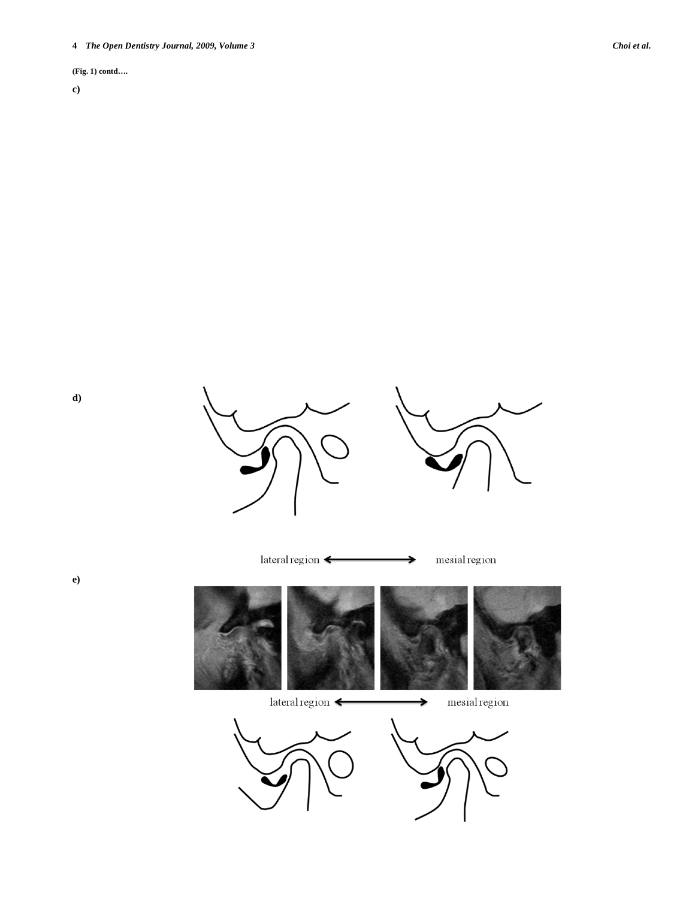**(Fig. 1) contd….**

**c)**

**d)**

lateral region ⟷ mesial region

**e)**

lateral region ⟷ mesial region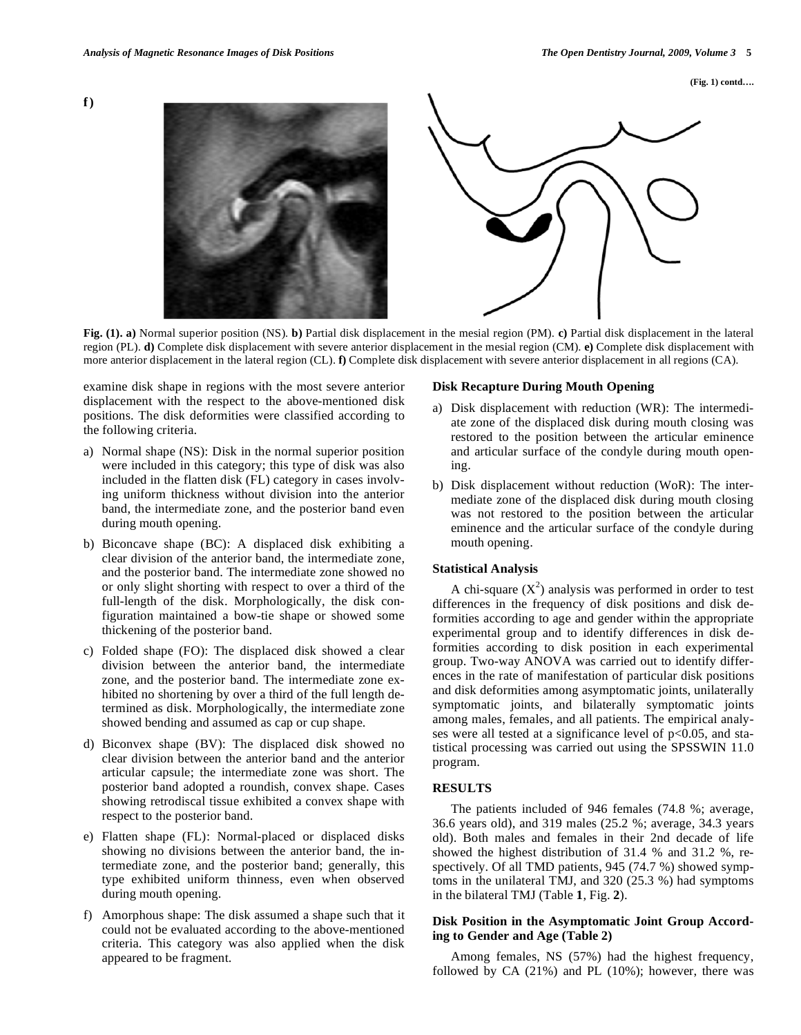(Fig. 1) contd….

f)

Fig. (1). **a)** Normal superior position (NS). **b)** Partial disk displacement in the mesial region (PM). **c)** Partial disk displacement in the lateral region (PL). **d)** Complete disk displacement with severe anterior displacement in the mesial region (CM). **e)** Complete disk displacement with more anterior displacement in the lateral region (CL). **f)** Complete disk displacement with severe anterior displacement in all regions (CA).

examine disk shape in regions with the most severe anterior displacement with the respect to the above-mentioned disk positions. The disk deformities were classified according to the following criteria.

a) Normal shape (NS): Disk in the normal superior position were included in this category; this type of disk was also included in the flatten disk (FL) category in cases involving uniform thickness without division into the anterior band, the intermediate zone, and the posterior band even during mouth opening.

b) Biconcave shape (BC): A displaced disk exhibiting a clear division of the anterior band, the intermediate zone, and the posterior band. The intermediate zone showed no or only slight shorting with respect to over a third of the full-length of the disk. Morphologically, the disk configuration maintained a bow-tie shape or showed some thickening of the posterior band.

c) Folded shape (FO): The displaced disk showed a clear division between the anterior band, the intermediate zone, and the posterior band. The intermediate zone exhibited no shortening by over a third of the full length determined as disk. Morphologically, the intermediate zone showed bending and assumed as cap or cup shape.

d) Biconvex shape (BV): The displaced disk showed no clear division between the anterior band and the anterior articular capsule; the intermediate zone was short. The posterior band adopted a roundish, convex shape. Cases showing retrodiscal tissue exhibited a convex shape with respect to the posterior band.

e) Flatten shape (FL): Normal-placed or displaced disks showing no divisions between the anterior band, the intermediate zone, and the posterior band; generally, this type exhibited uniform thinness, even when observed during mouth opening.

f) Amorphous shape: The disk assumed a shape such that it could not be evaluated according to the above-mentioned criteria. This category was also applied when the disk appeared to be fragment.

### Disk Recapture During Mouth Opening

a) Disk displacement with reduction (WR): The intermediate zone of the displaced disk during mouth closing was restored to the position between the articular eminence and articular surface of the condyle during mouth opening.

b) Disk displacement without reduction (WoR): The intermediate zone of the displaced disk during mouth closing was not restored to the position between the articular eminence and the articular surface of the condyle during mouth opening.

### Statistical Analysis

A chi-square ($X^2$) analysis was performed in order to test differences in the frequency of disk positions and disk deformities according to age and gender within the appropriate experimental group and to identify differences in disk deformities according to disk position in each experimental group. Two-way ANOVA was carried out to identify differences in the rate of manifestation of particular disk positions and disk deformities among asymptomatic joints, unilaterally symptomatic joints, and bilaterally symptomatic joints among males, females, and all patients. The empirical analyses were all tested at a significance level of $p<0.05$, and statistical processing was carried out using the SPSSWIN 11.0 program.

## RESULTS

The patients included of 946 females (74.8 %; average, 36.6 years old), and 319 males (25.2 %; average, 34.3 years old). Both males and females in their 2nd decade of life showed the highest distribution of 31.4 % and 31.2 %, respectively. Of all TMD patients, 945 (74.7 %) showed symptoms in the unilateral TMJ, and 320 (25.3 %) had symptoms in the bilateral TMJ (Table **1**, Fig. **2**).

### Disk Position in the Asymptomatic Joint Group According to Gender and Age (Table 2)

Among females, NS (57%) had the highest frequency, followed by CA (21%) and PL (10%); however, there was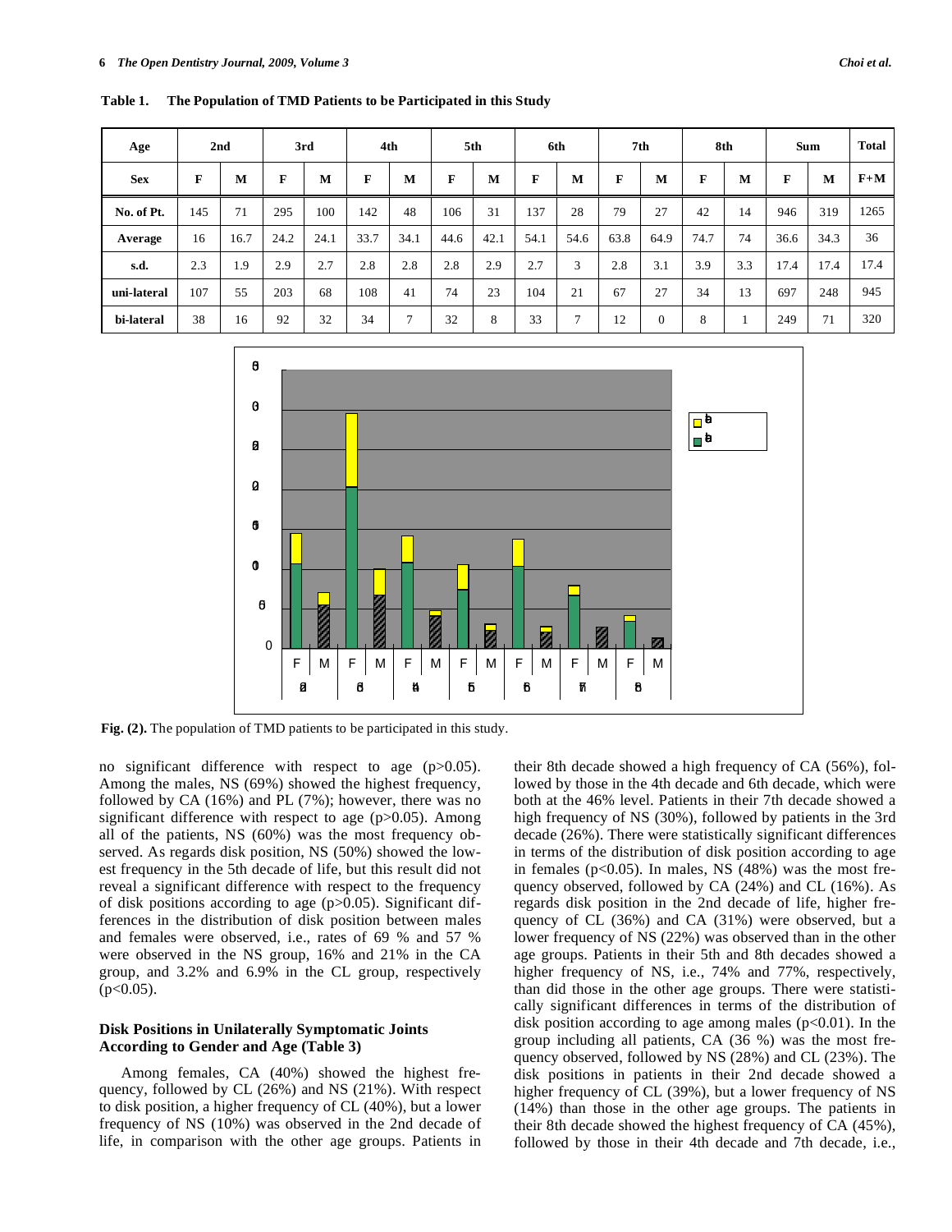**Table 1. The Population of TMD Patients to be Participated in this Study**

| Age | 2nd | | 3rd | | 4th | | 5th | | 6th | | 7th | | 8th | | Sum | | Total |
|---|---|---|---|---|---|---|---|---|---|---|---|---|---|---|---|---|---|
| **Sex** | **F** | **M** | **F** | **M** | **F** | **M** | **F** | **M** | **F** | **M** | **F** | **M** | **F** | **M** | **F** | **M** | **F+M** |
| **No. of Pt.** | 145 | 71 | 295 | 100 | 142 | 48 | 106 | 31 | 137 | 28 | 79 | 27 | 42 | 14 | 946 | 319 | 1265 |
| **Average** | 16 | 16.7 | 24.2 | 24.1 | 33.7 | 34.1 | 44.6 | 42.1 | 54.1 | 54.6 | 63.8 | 64.9 | 74.7 | 74 | 36.6 | 34.3 | 36 |
| **s.d.** | 2.3 | 1.9 | 2.9 | 2.7 | 2.8 | 2.8 | 2.8 | 2.9 | 2.7 | 3 | 2.8 | 3.1 | 3.9 | 3.3 | 17.4 | 17.4 | 17.4 |
| **uni-lateral** | 107 | 55 | 203 | 68 | 108 | 41 | 74 | 23 | 104 | 21 | 67 | 27 | 34 | 13 | 697 | 248 | 945 |
| **bi-lateral** | 38 | 16 | 92 | 32 | 34 | 7 | 32 | 8 | 33 | 7 | 12 | 0 | 8 | 1 | 249 | 71 | 320 |

**Fig. (2).** The population of TMD patients to be participated in this study.

no significant difference with respect to age ($p>0.05$). Among the males, NS (69%) showed the highest frequency, followed by CA (16%) and PL (7%); however, there was no significant difference with respect to age ($p>0.05$). Among all of the patients, NS (60%) was the most frequency observed. As regards disk position, NS (50%) showed the lowest frequency in the 5th decade of life, but this result did not reveal a significant difference with respect to the frequency of disk positions according to age ($p>0.05$). Significant differences in the distribution of disk position between males and females were observed, i.e., rates of 69 % and 57 % were observed in the NS group, 16% and 21% in the CA group, and 3.2% and 6.9% in the CL group, respectively ($p<0.05$).

### Disk Positions in Unilaterally Symptomatic Joints According to Gender and Age (Table 3)

Among females, CA (40%) showed the highest frequency, followed by CL (26%) and NS (21%). With respect to disk position, a higher frequency of CL (40%), but a lower frequency of NS (10%) was observed in the 2nd decade of life, in comparison with the other age groups. Patients in their 8th decade showed a high frequency of CA (56%), followed by those in the 4th decade and 6th decade, which were both at the 46% level. Patients in their 7th decade showed a high frequency of NS (30%), followed by patients in the 3rd decade (26%). There were statistically significant differences in terms of the distribution of disk position according to age in females ($p<0.05$). In males, NS (48%) was the most frequency observed, followed by CA (24%) and CL (16%). As regards disk position in the 2nd decade of life, higher frequency of CL (36%) and CA (31%) were observed, but a lower frequency of NS (22%) was observed than in the other age groups. Patients in their 5th and 8th decades showed a higher frequency of NS, i.e., 74% and 77%, respectively, than did those in the other age groups. There were statistically significant differences in terms of the distribution of disk position according to age among males ($p<0.01$). In the group including all patients, CA (36 %) was the most frequency observed, followed by NS (28%) and CL (23%). The disk positions in patients in their 2nd decade showed a higher frequency of CL (39%), but a lower frequency of NS (14%) than those in the other age groups. The patients in their 8th decade showed the highest frequency of CA (45%), followed by those in their 4th decade and 7th decade, i.e.,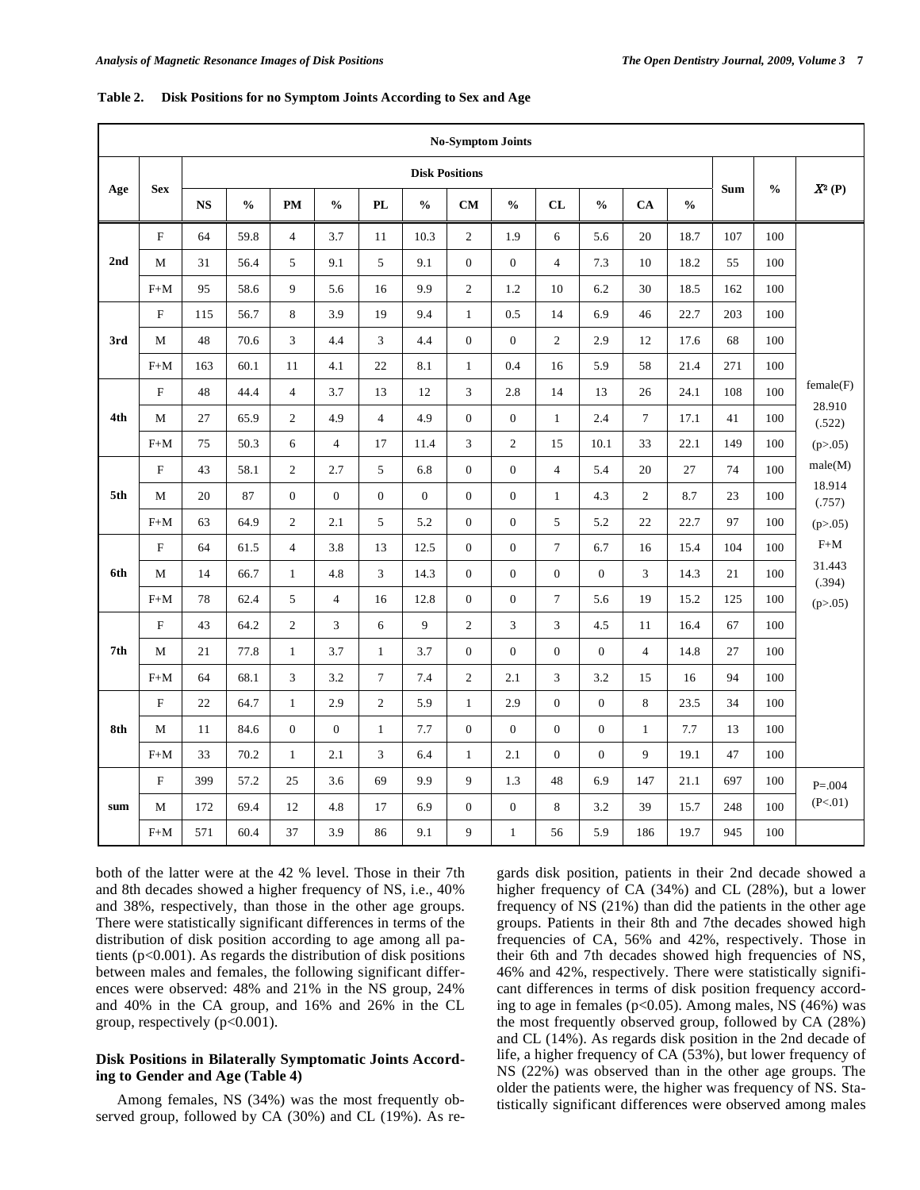**Table 2. Disk Positions for no Symptom Joints According to Sex and Age**

| No-Symptom Joints | | | | | | | | | | | | | | | | |
|---|---|---|---|---|---|---|---|---|---|---|---|---|---|---|---|---|
| Age | Sex | Disk Positions | | | | | | | | | | | | Sum | % | $X^2$ (P) |
| | | NS | % | PM | % | PL | % | CM | % | CL | % | CA | % | | | |
| 2nd | F | 64 | 59.8 | 4 | 3.7 | 11 | 10.3 | 2 | 1.9 | 6 | 5.6 | 20 | 18.7 | 107 | 100 | |
| | M | 31 | 56.4 | 5 | 9.1 | 5 | 9.1 | 0 | 0 | 4 | 7.3 | 10 | 18.2 | 55 | 100 | |
| | F+M | 95 | 58.6 | 9 | 5.6 | 16 | 9.9 | 2 | 1.2 | 10 | 6.2 | 30 | 18.5 | 162 | 100 | |
| 3rd | F | 115 | 56.7 | 8 | 3.9 | 19 | 9.4 | 1 | 0.5 | 14 | 6.9 | 46 | 22.7 | 203 | 100 | |
| | M | 48 | 70.6 | 3 | 4.4 | 3 | 4.4 | 0 | 0 | 2 | 2.9 | 12 | 17.6 | 68 | 100 | |
| | F+M | 163 | 60.1 | 11 | 4.1 | 22 | 8.1 | 1 | 0.4 | 16 | 5.9 | 58 | 21.4 | 271 | 100 | |
| 4th | F | 48 | 44.4 | 4 | 3.7 | 13 | 12 | 3 | 2.8 | 14 | 13 | 26 | 24.1 | 108 | 100 | female(F) 28.910 (.522) (p>.05) |
| | M | 27 | 65.9 | 2 | 4.9 | 4 | 4.9 | 0 | 0 | 1 | 2.4 | 7 | 17.1 | 41 | 100 | |
| | F+M | 75 | 50.3 | 6 | 4 | 17 | 11.4 | 3 | 2 | 15 | 10.1 | 33 | 22.1 | 149 | 100 | |
| 5th | F | 43 | 58.1 | 2 | 2.7 | 5 | 6.8 | 0 | 0 | 4 | 5.4 | 20 | 27 | 74 | 100 | male(M) 18.914 (.757) (p>.05) |
| | M | 20 | 87 | 0 | 0 | 0 | 0 | 0 | 0 | 1 | 4.3 | 2 | 8.7 | 23 | 100 | |
| | F+M | 63 | 64.9 | 2 | 2.1 | 5 | 5.2 | 0 | 0 | 5 | 5.2 | 22 | 22.7 | 97 | 100 | |
| 6th | F | 64 | 61.5 | 4 | 3.8 | 13 | 12.5 | 0 | 0 | 7 | 6.7 | 16 | 15.4 | 104 | 100 | F+M 31.443 (.394) (p>.05) |
| | M | 14 | 66.7 | 1 | 4.8 | 3 | 14.3 | 0 | 0 | 0 | 0 | 3 | 14.3 | 21 | 100 | |
| | F+M | 78 | 62.4 | 5 | 4 | 16 | 12.8 | 0 | 0 | 7 | 5.6 | 19 | 15.2 | 125 | 100 | |
| 7th | F | 43 | 64.2 | 2 | 3 | 6 | 9 | 2 | 3 | 3 | 4.5 | 11 | 16.4 | 67 | 100 | |
| | M | 21 | 77.8 | 1 | 3.7 | 1 | 3.7 | 0 | 0 | 0 | 0 | 4 | 14.8 | 27 | 100 | |
| | F+M | 64 | 68.1 | 3 | 3.2 | 7 | 7.4 | 2 | 2.1 | 3 | 3.2 | 15 | 16 | 94 | 100 | |
| 8th | F | 22 | 64.7 | 1 | 2.9 | 2 | 5.9 | 1 | 2.9 | 0 | 0 | 8 | 23.5 | 34 | 100 | |
| | M | 11 | 84.6 | 0 | 0 | 1 | 7.7 | 0 | 0 | 0 | 0 | 1 | 7.7 | 13 | 100 | |
| | F+M | 33 | 70.2 | 1 | 2.1 | 3 | 6.4 | 1 | 2.1 | 0 | 0 | 9 | 19.1 | 47 | 100 | |
| sum | F | 399 | 57.2 | 25 | 3.6 | 69 | 9.9 | 9 | 1.3 | 48 | 6.9 | 147 | 21.1 | 697 | 100 | P=.004 (P<.01) |
| | M | 172 | 69.4 | 12 | 4.8 | 17 | 6.9 | 0 | 0 | 8 | 3.2 | 39 | 15.7 | 248 | 100 | |
| | F+M | 571 | 60.4 | 37 | 3.9 | 86 | 9.1 | 9 | 1 | 56 | 5.9 | 186 | 19.7 | 945 | 100 | |

both of the latter were at the 42 % level. Those in their 7th and 8th decades showed a higher frequency of NS, i.e., 40% and 38%, respectively, than those in the other age groups. There were statistically significant differences in terms of the distribution of disk position according to age among all patients ($p<0.001$). As regards the distribution of disk positions between males and females, the following significant differences were observed: 48% and 21% in the NS group, 24% and 40% in the CA group, and 16% and 26% in the CL group, respectively ($p<0.001$).

### Disk Positions in Bilaterally Symptomatic Joints According to Gender and Age (Table 4)

Among females, NS (34%) was the most frequently observed group, followed by CA (30%) and CL (19%). As regards disk position, patients in their 2nd decade showed a higher frequency of CA (34%) and CL (28%), but a lower frequency of NS (21%) than did the patients in the other age groups. Patients in their 8th and 7the decades showed high frequencies of CA, 56% and 42%, respectively. Those in their 6th and 7th decades showed high frequencies of NS, 46% and 42%, respectively. There were statistically significant differences in terms of disk position frequency according to age in females ($p<0.05$). Among males, NS (46%) was the most frequently observed group, followed by CA (28%) and CL (14%). As regards disk position in the 2nd decade of life, a higher frequency of CA (53%), but lower frequency of NS (22%) was observed than in the other age groups. The older the patients were, the higher was frequency of NS. Statistically significant differences were observed among males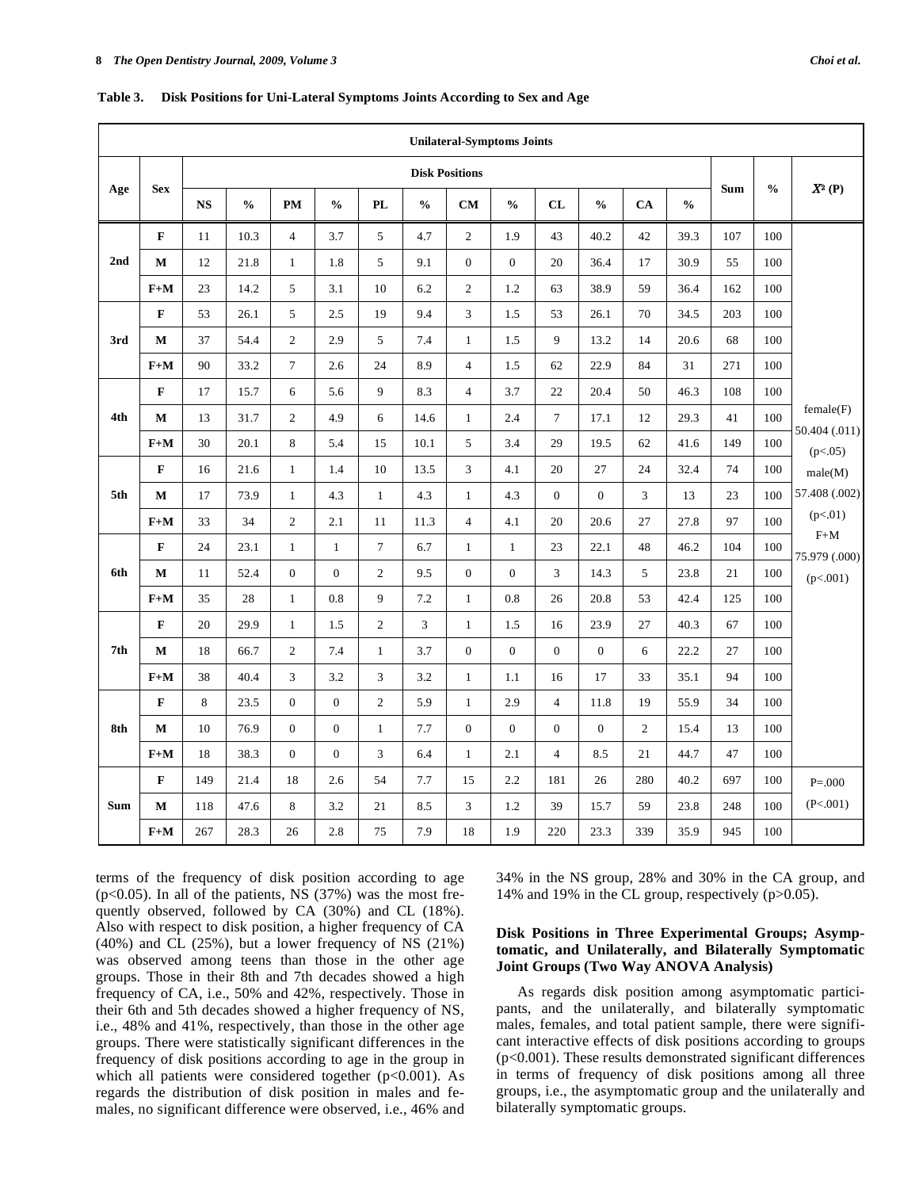**Table 3. Disk Positions for Uni-Lateral Symptoms Joints According to Sex and Age**

| Unilateral-Symptoms Joints | | | | | | | | | | | | | | | | |
|---|---|---|---|---|---|---|---|---|---|---|---|---|---|---|---|---|
| Age | Sex | Disk Positions | | | | | | | | | | | | Sum | % | $X^2$ (P) |
| | | NS | % | PM | % | PL | % | CM | % | CL | % | CA | % | | | |
| 2nd | F | 11 | 10.3 | 4 | 3.7 | 5 | 4.7 | 2 | 1.9 | 43 | 40.2 | 42 | 39.3 | 107 | 100 | female(F) 50.404 (.011) (p<.05) male(M) 57.408 (.002) (p<.01) F+M 75.979 (.000) (p<.001) |
| | M | 12 | 21.8 | 1 | 1.8 | 5 | 9.1 | 0 | 0 | 20 | 36.4 | 17 | 30.9 | 55 | 100 | |
| | F+M | 23 | 14.2 | 5 | 3.1 | 10 | 6.2 | 2 | 1.2 | 63 | 38.9 | 59 | 36.4 | 162 | 100 | |
| 3rd | F | 53 | 26.1 | 5 | 2.5 | 19 | 9.4 | 3 | 1.5 | 53 | 26.1 | 70 | 34.5 | 203 | 100 | |
| | M | 37 | 54.4 | 2 | 2.9 | 5 | 7.4 | 1 | 1.5 | 9 | 13.2 | 14 | 20.6 | 68 | 100 | |
| | F+M | 90 | 33.2 | 7 | 2.6 | 24 | 8.9 | 4 | 1.5 | 62 | 22.9 | 84 | 31 | 271 | 100 | |
| 4th | F | 17 | 15.7 | 6 | 5.6 | 9 | 8.3 | 4 | 3.7 | 22 | 20.4 | 50 | 46.3 | 108 | 100 | |
| | M | 13 | 31.7 | 2 | 4.9 | 6 | 14.6 | 1 | 2.4 | 7 | 17.1 | 12 | 29.3 | 41 | 100 | |
| | F+M | 30 | 20.1 | 8 | 5.4 | 15 | 10.1 | 5 | 3.4 | 29 | 19.5 | 62 | 41.6 | 149 | 100 | |
| 5th | F | 16 | 21.6 | 1 | 1.4 | 10 | 13.5 | 3 | 4.1 | 20 | 27 | 24 | 32.4 | 74 | 100 | |
| | M | 17 | 73.9 | 1 | 4.3 | 1 | 4.3 | 1 | 4.3 | 0 | 0 | 3 | 13 | 23 | 100 | |
| | F+M | 33 | 34 | 2 | 2.1 | 11 | 11.3 | 4 | 4.1 | 20 | 20.6 | 27 | 27.8 | 97 | 100 | |
| 6th | F | 24 | 23.1 | 1 | 1 | 7 | 6.7 | 1 | 1 | 23 | 22.1 | 48 | 46.2 | 104 | 100 | |
| | M | 11 | 52.4 | 0 | 0 | 2 | 9.5 | 0 | 0 | 3 | 14.3 | 5 | 23.8 | 21 | 100 | |
| | F+M | 35 | 28 | 1 | 0.8 | 9 | 7.2 | 1 | 0.8 | 26 | 20.8 | 53 | 42.4 | 125 | 100 | |
| 7th | F | 20 | 29.9 | 1 | 1.5 | 2 | 3 | 1 | 1.5 | 16 | 23.9 | 27 | 40.3 | 67 | 100 | |
| | M | 18 | 66.7 | 2 | 7.4 | 1 | 3.7 | 0 | 0 | 0 | 0 | 6 | 22.2 | 27 | 100 | |
| | F+M | 38 | 40.4 | 3 | 3.2 | 3 | 3.2 | 1 | 1.1 | 16 | 17 | 33 | 35.1 | 94 | 100 | |
| 8th | F | 8 | 23.5 | 0 | 0 | 2 | 5.9 | 1 | 2.9 | 4 | 11.8 | 19 | 55.9 | 34 | 100 | |
| | M | 10 | 76.9 | 0 | 0 | 1 | 7.7 | 0 | 0 | 0 | 0 | 2 | 15.4 | 13 | 100 | |
| | F+M | 18 | 38.3 | 0 | 0 | 3 | 6.4 | 1 | 2.1 | 4 | 8.5 | 21 | 44.7 | 47 | 100 | |
| Sum | F | 149 | 21.4 | 18 | 2.6 | 54 | 7.7 | 15 | 2.2 | 181 | 26 | 280 | 40.2 | 697 | 100 | P=.000 (P<.001) |
| | M | 118 | 47.6 | 8 | 3.2 | 21 | 8.5 | 3 | 1.2 | 39 | 15.7 | 59 | 23.8 | 248 | 100 | |
| | F+M | 267 | 28.3 | 26 | 2.8 | 75 | 7.9 | 18 | 1.9 | 220 | 23.3 | 339 | 35.9 | 945 | 100 | |

terms of the frequency of disk position according to age ($p<0.05$). In all of the patients, NS (37%) was the most frequently observed, followed by CA (30%) and CL (18%). Also with respect to disk position, a higher frequency of CA (40%) and CL (25%), but a lower frequency of NS (21%) was observed among teens than those in the other age groups. Those in their 8th and 7th decades showed a high frequency of CA, i.e., 50% and 42%, respectively. Those in their 6th and 5th decades showed a higher frequency of NS, i.e., 48% and 41%, respectively, than those in the other age groups. There were statistically significant differences in the frequency of disk positions according to age in the group in which all patients were considered together ($p<0.001$). As regards the distribution of disk position in males and females, no significant difference were observed, i.e., 46% and 34% in the NS group, 28% and 30% in the CA group, and 14% and 19% in the CL group, respectively ($p>0.05$).

### Disk Positions in Three Experimental Groups; Asymptomatic, and Unilaterally, and Bilaterally Symptomatic Joint Groups (Two Way ANOVA Analysis)

As regards disk position among asymptomatic participants, and the unilaterally, and bilaterally symptomatic males, females, and total patient sample, there were significant interactive effects of disk positions according to groups ($p<0.001$). These results demonstrated significant differences in terms of frequency of disk positions among all three groups, i.e., the asymptomatic group and the unilaterally and bilaterally symptomatic groups.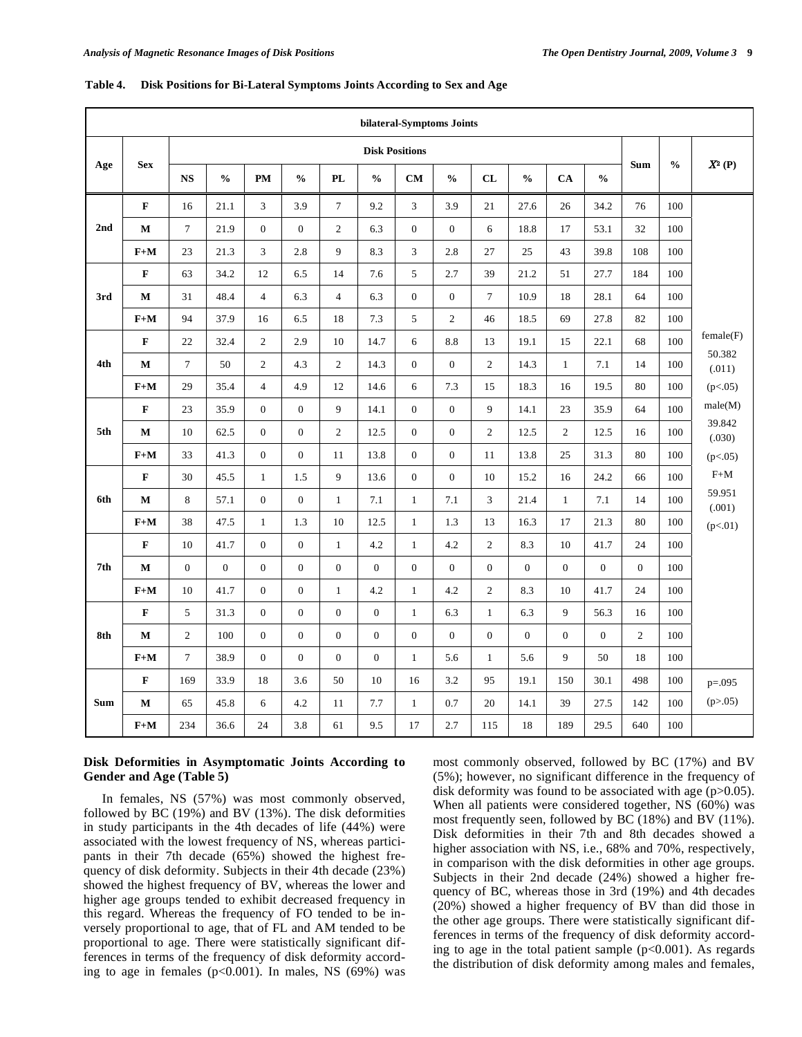**Table 4. Disk Positions for Bi-Lateral Symptoms Joints According to Sex and Age**

| bilateral-Symptoms Joints | | | | | | | | | | | | | | | | |
|---|---|---|---|---|---|---|---|---|---|---|---|---|---|---|---|---|
| Age | Sex | Disk Positions | | | | | | | | | | | | Sum | % | $X^2$ (P) |
| | | NS | % | PM | % | PL | % | CM | % | CL | % | CA | % | | | |
| 2nd | F | 16 | 21.1 | 3 | 3.9 | 7 | 9.2 | 3 | 3.9 | 21 | 27.6 | 26 | 34.2 | 76 | 100 | |
| | M | 7 | 21.9 | 0 | 0 | 2 | 6.3 | 0 | 0 | 6 | 18.8 | 17 | 53.1 | 32 | 100 | |
| | F+M | 23 | 21.3 | 3 | 2.8 | 9 | 8.3 | 3 | 2.8 | 27 | 25 | 43 | 39.8 | 108 | 100 | |
| 3rd | F | 63 | 34.2 | 12 | 6.5 | 14 | 7.6 | 5 | 2.7 | 39 | 21.2 | 51 | 27.7 | 184 | 100 | |
| | M | 31 | 48.4 | 4 | 6.3 | 4 | 6.3 | 0 | 0 | 7 | 10.9 | 18 | 28.1 | 64 | 100 | |
| | F+M | 94 | 37.9 | 16 | 6.5 | 18 | 7.3 | 5 | 2 | 46 | 18.5 | 69 | 27.8 | 82 | 100 | |
| 4th | F | 22 | 32.4 | 2 | 2.9 | 10 | 14.7 | 6 | 8.8 | 13 | 19.1 | 15 | 22.1 | 68 | 100 | female(F) |
| | M | 7 | 50 | 2 | 4.3 | 2 | 14.3 | 0 | 0 | 2 | 14.3 | 1 | 7.1 | 14 | 100 | 50.382 (.011) |
| | F+M | 29 | 35.4 | 4 | 4.9 | 12 | 14.6 | 6 | 7.3 | 15 | 18.3 | 16 | 19.5 | 80 | 100 | (p<.05) |
| 5th | F | 23 | 35.9 | 0 | 0 | 9 | 14.1 | 0 | 0 | 9 | 14.1 | 23 | 35.9 | 64 | 100 | male(M) |
| | M | 10 | 62.5 | 0 | 0 | 2 | 12.5 | 0 | 0 | 2 | 12.5 | 2 | 12.5 | 16 | 100 | 39.842 (.030) |
| | F+M | 33 | 41.3 | 0 | 0 | 11 | 13.8 | 0 | 0 | 11 | 13.8 | 25 | 31.3 | 80 | 100 | (p<.05) |
| 6th | F | 30 | 45.5 | 1 | 1.5 | 9 | 13.6 | 0 | 0 | 10 | 15.2 | 16 | 24.2 | 66 | 100 | F+M |
| | M | 8 | 57.1 | 0 | 0 | 1 | 7.1 | 1 | 7.1 | 3 | 21.4 | 1 | 7.1 | 14 | 100 | 59.951 (.001) |
| | F+M | 38 | 47.5 | 1 | 1.3 | 10 | 12.5 | 1 | 1.3 | 13 | 16.3 | 17 | 21.3 | 80 | 100 | (p<.01) |
| 7th | F | 10 | 41.7 | 0 | 0 | 1 | 4.2 | 1 | 4.2 | 2 | 8.3 | 10 | 41.7 | 24 | 100 | |
| | M | 0 | 0 | 0 | 0 | 0 | 0 | 0 | 0 | 0 | 0 | 0 | 0 | 0 | 100 | |
| | F+M | 10 | 41.7 | 0 | 0 | 1 | 4.2 | 1 | 4.2 | 2 | 8.3 | 10 | 41.7 | 24 | 100 | |
| 8th | F | 5 | 31.3 | 0 | 0 | 0 | 0 | 1 | 6.3 | 1 | 6.3 | 9 | 56.3 | 16 | 100 | |
| | M | 2 | 100 | 0 | 0 | 0 | 0 | 0 | 0 | 0 | 0 | 0 | 0 | 2 | 100 | |
| | F+M | 7 | 38.9 | 0 | 0 | 0 | 0 | 1 | 5.6 | 1 | 5.6 | 9 | 50 | 18 | 100 | |
| Sum | F | 169 | 33.9 | 18 | 3.6 | 50 | 10 | 16 | 3.2 | 95 | 19.1 | 150 | 30.1 | 498 | 100 | p=.095 |
| | M | 65 | 45.8 | 6 | 4.2 | 11 | 7.7 | 1 | 0.7 | 20 | 14.1 | 39 | 27.5 | 142 | 100 | (p>.05) |
| | F+M | 234 | 36.6 | 24 | 3.8 | 61 | 9.5 | 17 | 2.7 | 115 | 18 | 189 | 29.5 | 640 | 100 | |

### Disk Deformities in Asymptomatic Joints According to Gender and Age (Table 5)

In females, NS (57%) was most commonly observed, followed by BC (19%) and BV (13%). The disk deformities in study participants in the 4th decades of life (44%) were associated with the lowest frequency of NS, whereas participants in their 7th decade (65%) showed the highest frequency of disk deformity. Subjects in their 4th decade (23%) showed the highest frequency of BV, whereas the lower and higher age groups tended to exhibit decreased frequency in this regard. Whereas the frequency of FO tended to be inversely proportional to age, that of FL and AM tended to be proportional to age. There were statistically significant differences in terms of the frequency of disk deformity according to age in females ($p<0.001$). In males, NS (69%) was most commonly observed, followed by BC (17%) and BV (5%); however, no significant difference in the frequency of disk deformity was found to be associated with age ($p>0.05$). When all patients were considered together, NS (60%) was most frequently seen, followed by BC (18%) and BV (11%). Disk deformities in their 7th and 8th decades showed a higher association with NS, i.e., 68% and 70%, respectively, in comparison with the disk deformities in other age groups. Subjects in their 2nd decade (24%) showed a higher frequency of BC, whereas those in 3rd (19%) and 4th decades (20%) showed a higher frequency of BV than did those in the other age groups. There were statistically significant differences in terms of the frequency of disk deformity according to age in the total patient sample ($p<0.001$). As regards the distribution of disk deformity among males and females,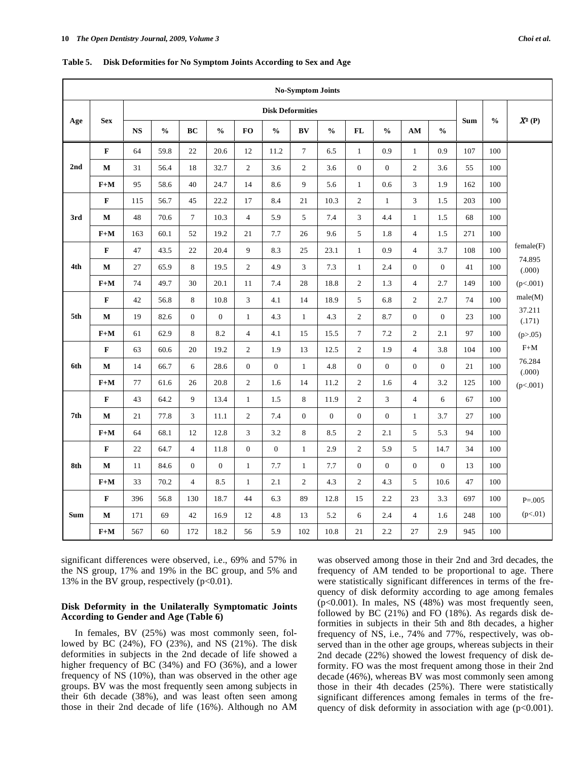**Table 5. Disk Deformities for No Symptom Joints According to Sex and Age**

| Age | Sex | No-Symptom Joints | | | | | | | | | | | | Sum | % | $X^2$ (P) |
|---|---|---|---|---|---|---|---|---|---|---|---|---|---|---|---|---|
| | | Disk Deformities | | | | | | | | | | | | | | |
| | | NS | % | BC | % | FO | % | BV | % | FL | % | AM | % | | | |
| 2nd | F | 64 | 59.8 | 22 | 20.6 | 12 | 11.2 | 7 | 6.5 | 1 | 0.9 | 1 | 0.9 | 107 | 100 | female(F) 74.895 (.000) (p<.001) male(M) 37.211 (.171) (p>.05) F+M 76.284 (.000) (p<.001) |
| | M | 31 | 56.4 | 18 | 32.7 | 2 | 3.6 | 2 | 3.6 | 0 | 0 | 2 | 3.6 | 55 | 100 | |
| | F+M | 95 | 58.6 | 40 | 24.7 | 14 | 8.6 | 9 | 5.6 | 1 | 0.6 | 3 | 1.9 | 162 | 100 | |
| 3rd | F | 115 | 56.7 | 45 | 22.2 | 17 | 8.4 | 21 | 10.3 | 2 | 1 | 3 | 1.5 | 203 | 100 | |
| | M | 48 | 70.6 | 7 | 10.3 | 4 | 5.9 | 5 | 7.4 | 3 | 4.4 | 1 | 1.5 | 68 | 100 | |
| | F+M | 163 | 60.1 | 52 | 19.2 | 21 | 7.7 | 26 | 9.6 | 5 | 1.8 | 4 | 1.5 | 271 | 100 | |
| 4th | F | 47 | 43.5 | 22 | 20.4 | 9 | 8.3 | 25 | 23.1 | 1 | 0.9 | 4 | 3.7 | 108 | 100 | |
| | M | 27 | 65.9 | 8 | 19.5 | 2 | 4.9 | 3 | 7.3 | 1 | 2.4 | 0 | 0 | 41 | 100 | |
| | F+M | 74 | 49.7 | 30 | 20.1 | 11 | 7.4 | 28 | 18.8 | 2 | 1.3 | 4 | 2.7 | 149 | 100 | |
| 5th | F | 42 | 56.8 | 8 | 10.8 | 3 | 4.1 | 14 | 18.9 | 5 | 6.8 | 2 | 2.7 | 74 | 100 | |
| | M | 19 | 82.6 | 0 | 0 | 1 | 4.3 | 1 | 4.3 | 2 | 8.7 | 0 | 0 | 23 | 100 | |
| | F+M | 61 | 62.9 | 8 | 8.2 | 4 | 4.1 | 15 | 15.5 | 7 | 7.2 | 2 | 2.1 | 97 | 100 | |
| 6th | F | 63 | 60.6 | 20 | 19.2 | 2 | 1.9 | 13 | 12.5 | 2 | 1.9 | 4 | 3.8 | 104 | 100 | |
| | M | 14 | 66.7 | 6 | 28.6 | 0 | 0 | 1 | 4.8 | 0 | 0 | 0 | 0 | 21 | 100 | |
| | F+M | 77 | 61.6 | 26 | 20.8 | 2 | 1.6 | 14 | 11.2 | 2 | 1.6 | 4 | 3.2 | 125 | 100 | |
| 7th | F | 43 | 64.2 | 9 | 13.4 | 1 | 1.5 | 8 | 11.9 | 2 | 3 | 4 | 6 | 67 | 100 | |
| | M | 21 | 77.8 | 3 | 11.1 | 2 | 7.4 | 0 | 0 | 0 | 0 | 1 | 3.7 | 27 | 100 | |
| | F+M | 64 | 68.1 | 12 | 12.8 | 3 | 3.2 | 8 | 8.5 | 2 | 2.1 | 5 | 5.3 | 94 | 100 | |
| 8th | F | 22 | 64.7 | 4 | 11.8 | 0 | 0 | 1 | 2.9 | 2 | 5.9 | 5 | 14.7 | 34 | 100 | |
| | M | 11 | 84.6 | 0 | 0 | 1 | 7.7 | 1 | 7.7 | 0 | 0 | 0 | 0 | 13 | 100 | |
| | F+M | 33 | 70.2 | 4 | 8.5 | 1 | 2.1 | 2 | 4.3 | 2 | 4.3 | 5 | 10.6 | 47 | 100 | |
| Sum | F | 396 | 56.8 | 130 | 18.7 | 44 | 6.3 | 89 | 12.8 | 15 | 2.2 | 23 | 3.3 | 697 | 100 | P=.005 (p<.01) |
| | M | 171 | 69 | 42 | 16.9 | 12 | 4.8 | 13 | 5.2 | 6 | 2.4 | 4 | 1.6 | 248 | 100 | |
| | F+M | 567 | 60 | 172 | 18.2 | 56 | 5.9 | 102 | 10.8 | 21 | 2.2 | 27 | 2.9 | 945 | 100 | |

significant differences were observed, i.e., 69% and 57% in the NS group, 17% and 19% in the BC group, and 5% and 13% in the BV group, respectively ($p<0.01$).

### Disk Deformity in the Unilaterally Symptomatic Joints According to Gender and Age (Table 6)

In females, BV (25%) was most commonly seen, followed by BC (24%), FO (23%), and NS (21%). The disk deformities in subjects in the 2nd decade of life showed a higher frequency of BC (34%) and FO (36%), and a lower frequency of NS (10%), than was observed in the other age groups. BV was the most frequently seen among subjects in their 6th decade (38%), and was least often seen among those in their 2nd decade of life (16%). Although no AM was observed among those in their 2nd and 3rd decades, the frequency of AM tended to be proportional to age. There were statistically significant differences in terms of the frequency of disk deformity according to age among females ($p<0.001$). In males, NS (48%) was most frequently seen, followed by BC (21%) and FO (18%). As regards disk deformities in subjects in their 5th and 8th decades, a higher frequency of NS, i.e., 74% and 77%, respectively, was observed than in the other age groups, whereas subjects in their 2nd decade (22%) showed the lowest frequency of disk deformity. FO was the most frequent among those in their 2nd decade (46%), whereas BV was most commonly seen among those in their 4th decades (25%). There were statistically significant differences among females in terms of the frequency of disk deformity in association with age ($p<0.001$).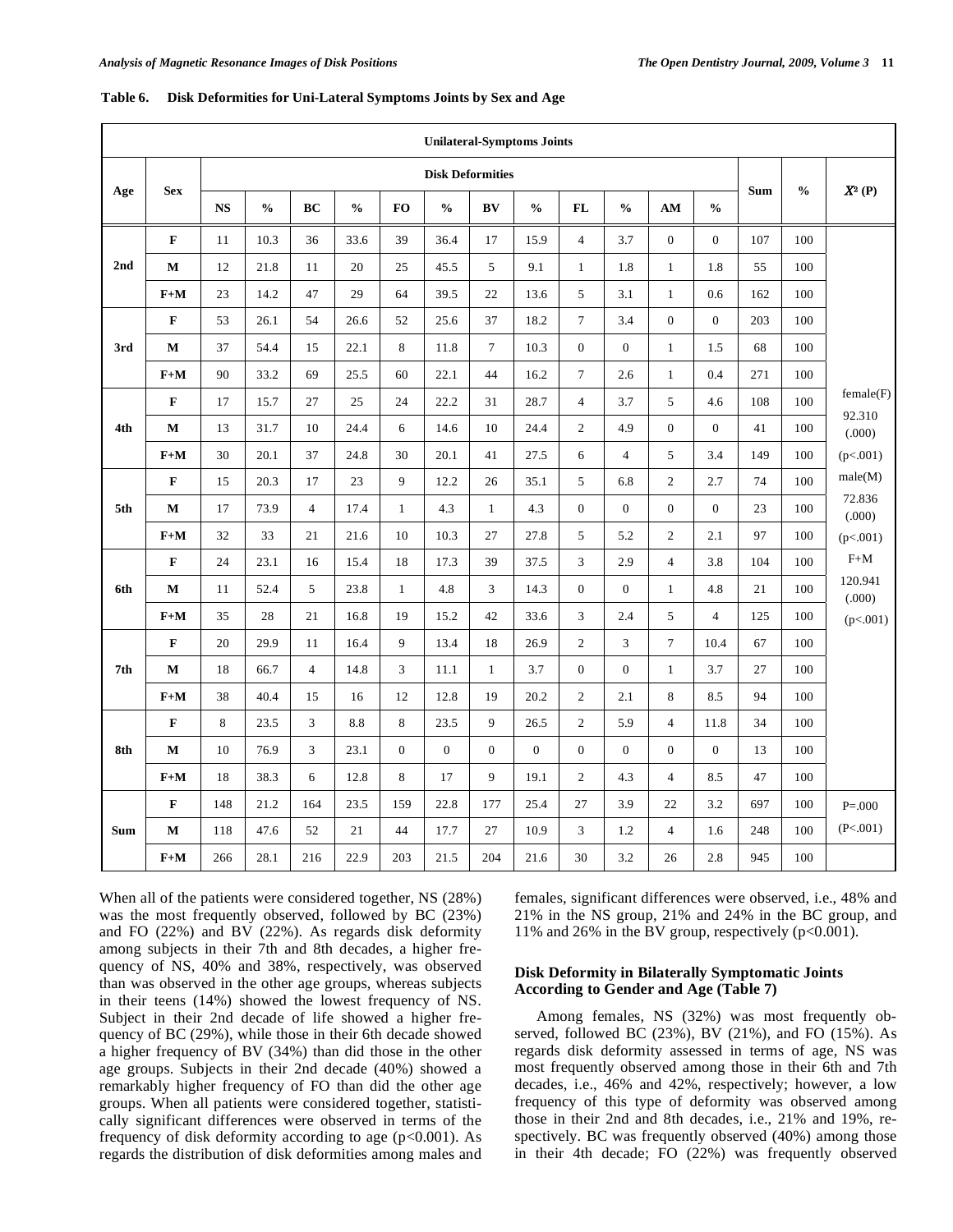**Table 6. Disk Deformities for Uni-Lateral Symptoms Joints by Sex and Age**

| Unilateral-Symptoms Joints | | | | | | | | | | | | | | | | |
|---|---|---|---|---|---|---|---|---|---|---|---|---|---|---|---|---|
| Age | Sex | Disk Deformities | | | | | | | | | | | | Sum | % | $X^2$ (P) |
| | | NS | % | BC | % | FO | % | BV | % | FL | % | AM | % | | | |
| 2nd | F | 11 | 10.3 | 36 | 33.6 | 39 | 36.4 | 17 | 15.9 | 4 | 3.7 | 0 | 0 | 107 | 100 | female(F) 92.310 (.000) (p<.001) male(M) 72.836 (.000) (p<.001) F+M 120.941 (.000) (p<.001) |
| | M | 12 | 21.8 | 11 | 20 | 25 | 45.5 | 5 | 9.1 | 1 | 1.8 | 1 | 1.8 | 55 | 100 | |
| | F+M | 23 | 14.2 | 47 | 29 | 64 | 39.5 | 22 | 13.6 | 5 | 3.1 | 1 | 0.6 | 162 | 100 | |
| 3rd | F | 53 | 26.1 | 54 | 26.6 | 52 | 25.6 | 37 | 18.2 | 7 | 3.4 | 0 | 0 | 203 | 100 | |
| | M | 37 | 54.4 | 15 | 22.1 | 8 | 11.8 | 7 | 10.3 | 0 | 0 | 1 | 1.5 | 68 | 100 | |
| | F+M | 90 | 33.2 | 69 | 25.5 | 60 | 22.1 | 44 | 16.2 | 7 | 2.6 | 1 | 0.4 | 271 | 100 | |
| 4th | F | 17 | 15.7 | 27 | 25 | 24 | 22.2 | 31 | 28.7 | 4 | 3.7 | 5 | 4.6 | 108 | 100 | |
| | M | 13 | 31.7 | 10 | 24.4 | 6 | 14.6 | 10 | 24.4 | 2 | 4.9 | 0 | 0 | 41 | 100 | |
| | F+M | 30 | 20.1 | 37 | 24.8 | 30 | 20.1 | 41 | 27.5 | 6 | 4 | 5 | 3.4 | 149 | 100 | |
| 5th | F | 15 | 20.3 | 17 | 23 | 9 | 12.2 | 26 | 35.1 | 5 | 6.8 | 2 | 2.7 | 74 | 100 | |
| | M | 17 | 73.9 | 4 | 17.4 | 1 | 4.3 | 1 | 4.3 | 0 | 0 | 0 | 0 | 23 | 100 | |
| | F+M | 32 | 33 | 21 | 21.6 | 10 | 10.3 | 27 | 27.8 | 5 | 5.2 | 2 | 2.1 | 97 | 100 | |
| 6th | F | 24 | 23.1 | 16 | 15.4 | 18 | 17.3 | 39 | 37.5 | 3 | 2.9 | 4 | 3.8 | 104 | 100 | |
| | M | 11 | 52.4 | 5 | 23.8 | 1 | 4.8 | 3 | 14.3 | 0 | 0 | 1 | 4.8 | 21 | 100 | |
| | F+M | 35 | 28 | 21 | 16.8 | 19 | 15.2 | 42 | 33.6 | 3 | 2.4 | 5 | 4 | 125 | 100 | |
| 7th | F | 20 | 29.9 | 11 | 16.4 | 9 | 13.4 | 18 | 26.9 | 2 | 3 | 7 | 10.4 | 67 | 100 | |
| | M | 18 | 66.7 | 4 | 14.8 | 3 | 11.1 | 1 | 3.7 | 0 | 0 | 1 | 3.7 | 27 | 100 | |
| | F+M | 38 | 40.4 | 15 | 16 | 12 | 12.8 | 19 | 20.2 | 2 | 2.1 | 8 | 8.5 | 94 | 100 | |
| 8th | F | 8 | 23.5 | 3 | 8.8 | 8 | 23.5 | 9 | 26.5 | 2 | 5.9 | 4 | 11.8 | 34 | 100 | |
| | M | 10 | 76.9 | 3 | 23.1 | 0 | 0 | 0 | 0 | 0 | 0 | 0 | 0 | 13 | 100 | |
| | F+M | 18 | 38.3 | 6 | 12.8 | 8 | 17 | 9 | 19.1 | 2 | 4.3 | 4 | 8.5 | 47 | 100 | |
| Sum | F | 148 | 21.2 | 164 | 23.5 | 159 | 22.8 | 177 | 25.4 | 27 | 3.9 | 22 | 3.2 | 697 | 100 | P=.000 (P<.001) |
| | M | 118 | 47.6 | 52 | 21 | 44 | 17.7 | 27 | 10.9 | 3 | 1.2 | 4 | 1.6 | 248 | 100 | |
| | F+M | 266 | 28.1 | 216 | 22.9 | 203 | 21.5 | 204 | 21.6 | 30 | 3.2 | 26 | 2.8 | 945 | 100 | |

When all of the patients were considered together, NS (28%) was the most frequently observed, followed by BC (23%) and FO (22%) and BV (22%). As regards disk deformity among subjects in their 7th and 8th decades, a higher frequency of NS, 40% and 38%, respectively, was observed than was observed in the other age groups, whereas subjects in their teens (14%) showed the lowest frequency of NS. Subject in their 2nd decade of life showed a higher frequency of BC (29%), while those in their 6th decade showed a higher frequency of BV (34%) than did those in the other age groups. Subjects in their 2nd decade (40%) showed a remarkably higher frequency of FO than did the other age groups. When all patients were considered together, statistically significant differences were observed in terms of the frequency of disk deformity according to age (p<0.001). As regards the distribution of disk deformities among males and females, significant differences were observed, i.e., 48% and 21% in the NS group, 21% and 24% in the BC group, and 11% and 26% in the BV group, respectively (p<0.001).

### Disk Deformity in Bilaterally Symptomatic Joints According to Gender and Age (Table 7)

Among females, NS (32%) was most frequently observed, followed BC (23%), BV (21%), and FO (15%). As regards disk deformity assessed in terms of age, NS was most frequently observed among those in their 6th and 7th decades, i.e., 46% and 42%, respectively; however, a low frequency of this type of deformity was observed among those in their 2nd and 8th decades, i.e., 21% and 19%, respectively. BC was frequently observed (40%) among those in their 4th decade; FO (22%) was frequently observed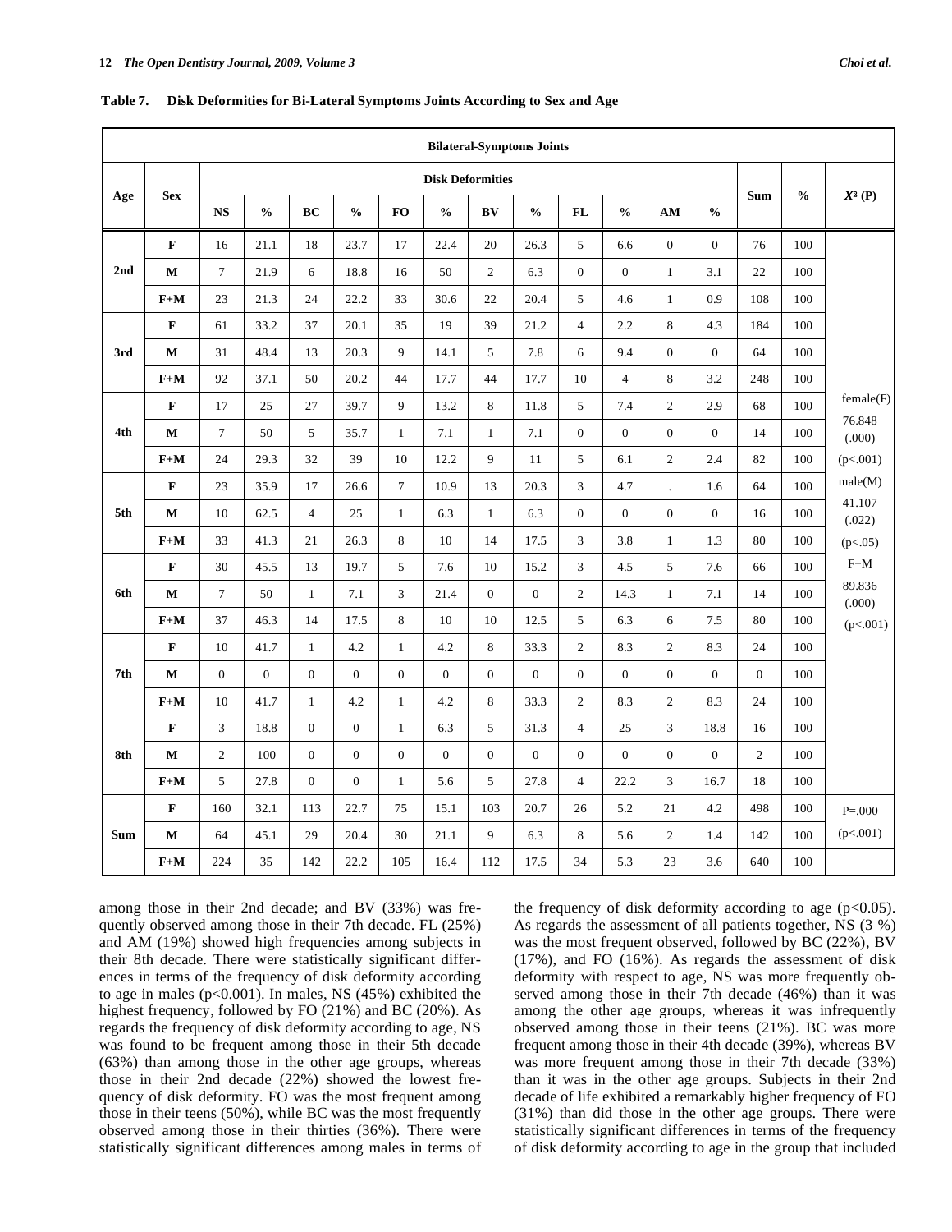**Table 7. Disk Deformities for Bi-Lateral Symptoms Joints According to Sex and Age**

| Bilateral-Symptoms Joints | | | | | | | | | | | | | | | | |
|---|---|---|---|---|---|---|---|---|---|---|---|---|---|---|---|---|
| Age | Sex | Disk Deformities | | | | | | | | | | | | Sum | % | $X^2$ (P) |
| | | NS | % | BC | % | FO | % | BV | % | FL | % | AM | % | | | |
| 2nd | F | 16 | 21.1 | 18 | 23.7 | 17 | 22.4 | 20 | 26.3 | 5 | 6.6 | 0 | 0 | 76 | 100 | |
| | M | 7 | 21.9 | 6 | 18.8 | 16 | 50 | 2 | 6.3 | 0 | 0 | 1 | 3.1 | 22 | 100 | |
| | F+M | 23 | 21.3 | 24 | 22.2 | 33 | 30.6 | 22 | 20.4 | 5 | 4.6 | 1 | 0.9 | 108 | 100 | |
| 3rd | F | 61 | 33.2 | 37 | 20.1 | 35 | 19 | 39 | 21.2 | 4 | 2.2 | 8 | 4.3 | 184 | 100 | |
| | M | 31 | 48.4 | 13 | 20.3 | 9 | 14.1 | 5 | 7.8 | 6 | 9.4 | 0 | 0 | 64 | 100 | |
| | F+M | 92 | 37.1 | 50 | 20.2 | 44 | 17.7 | 44 | 17.7 | 10 | 4 | 8 | 3.2 | 248 | 100 | |
| 4th | F | 17 | 25 | 27 | 39.7 | 9 | 13.2 | 8 | 11.8 | 5 | 7.4 | 2 | 2.9 | 68 | 100 | female(F) |
| | M | 7 | 50 | 5 | 35.7 | 1 | 7.1 | 1 | 7.1 | 0 | 0 | 0 | 0 | 14 | 100 | 76.848 (.000) |
| | F+M | 24 | 29.3 | 32 | 39 | 10 | 12.2 | 9 | 11 | 5 | 6.1 | 2 | 2.4 | 82 | 100 | ($p<.001$) |
| 5th | F | 23 | 35.9 | 17 | 26.6 | 7 | 10.9 | 13 | 20.3 | 3 | 4.7 | . | 1.6 | 64 | 100 | male(M) |
| | M | 10 | 62.5 | 4 | 25 | 1 | 6.3 | 1 | 6.3 | 0 | 0 | 0 | 0 | 16 | 100 | 41.107 (.022) |
| | F+M | 33 | 41.3 | 21 | 26.3 | 8 | 10 | 14 | 17.5 | 3 | 3.8 | 1 | 1.3 | 80 | 100 | ($p<.05$) |
| 6th | F | 30 | 45.5 | 13 | 19.7 | 5 | 7.6 | 10 | 15.2 | 3 | 4.5 | 5 | 7.6 | 66 | 100 | F+M |
| | M | 7 | 50 | 1 | 7.1 | 3 | 21.4 | 0 | 0 | 2 | 14.3 | 1 | 7.1 | 14 | 100 | 89.836 (.000) |
| | F+M | 37 | 46.3 | 14 | 17.5 | 8 | 10 | 10 | 12.5 | 5 | 6.3 | 6 | 7.5 | 80 | 100 | ($p<.001$) |
| 7th | F | 10 | 41.7 | 1 | 4.2 | 1 | 4.2 | 8 | 33.3 | 2 | 8.3 | 2 | 8.3 | 24 | 100 | |
| | M | 0 | 0 | 0 | 0 | 0 | 0 | 0 | 0 | 0 | 0 | 0 | 0 | 0 | 100 | |
| | F+M | 10 | 41.7 | 1 | 4.2 | 1 | 4.2 | 8 | 33.3 | 2 | 8.3 | 2 | 8.3 | 24 | 100 | |
| 8th | F | 3 | 18.8 | 0 | 0 | 1 | 6.3 | 5 | 31.3 | 4 | 25 | 3 | 18.8 | 16 | 100 | |
| | M | 2 | 100 | 0 | 0 | 0 | 0 | 0 | 0 | 0 | 0 | 0 | 0 | 2 | 100 | |
| | F+M | 5 | 27.8 | 0 | 0 | 1 | 5.6 | 5 | 27.8 | 4 | 22.2 | 3 | 16.7 | 18 | 100 | |
| Sum | F | 160 | 32.1 | 113 | 22.7 | 75 | 15.1 | 103 | 20.7 | 26 | 5.2 | 21 | 4.2 | 498 | 100 | P=.000 |
| | M | 64 | 45.1 | 29 | 20.4 | 30 | 21.1 | 9 | 6.3 | 8 | 5.6 | 2 | 1.4 | 142 | 100 | ($p<.001$) |
| | F+M | 224 | 35 | 142 | 22.2 | 105 | 16.4 | 112 | 17.5 | 34 | 5.3 | 23 | 3.6 | 640 | 100 | |

among those in their 2nd decade; and BV (33%) was frequently observed among those in their 7th decade. FL (25%) and AM (19%) showed high frequencies among subjects in their 8th decade. There were statistically significant differences in terms of the frequency of disk deformity according to age in males ($p<0.001$). In males, NS (45%) exhibited the highest frequency, followed by FO (21%) and BC (20%). As regards the frequency of disk deformity according to age, NS was found to be frequent among those in their 5th decade (63%) than among those in the other age groups, whereas those in their 2nd decade (22%) showed the lowest frequency of disk deformity. FO was the most frequent among those in their teens (50%), while BC was the most frequently observed among those in their thirties (36%). There were statistically significant differences among males in terms of the frequency of disk deformity according to age ($p<0.05$). As regards the assessment of all patients together, NS (3 %) was the most frequent observed, followed by BC (22%), BV (17%), and FO (16%). As regards the assessment of disk deformity with respect to age, NS was more frequently observed among those in their 7th decade (46%) than it was among the other age groups, whereas it was infrequently observed among those in their teens (21%). BC was more frequent among those in their 4th decade (39%), whereas BV was more frequent among those in their 7th decade (33%) than it was in the other age groups. Subjects in their 2nd decade of life exhibited a remarkably higher frequency of FO (31%) than did those in the other age groups. There were statistically significant differences in terms of the frequency of disk deformity according to age in the group that included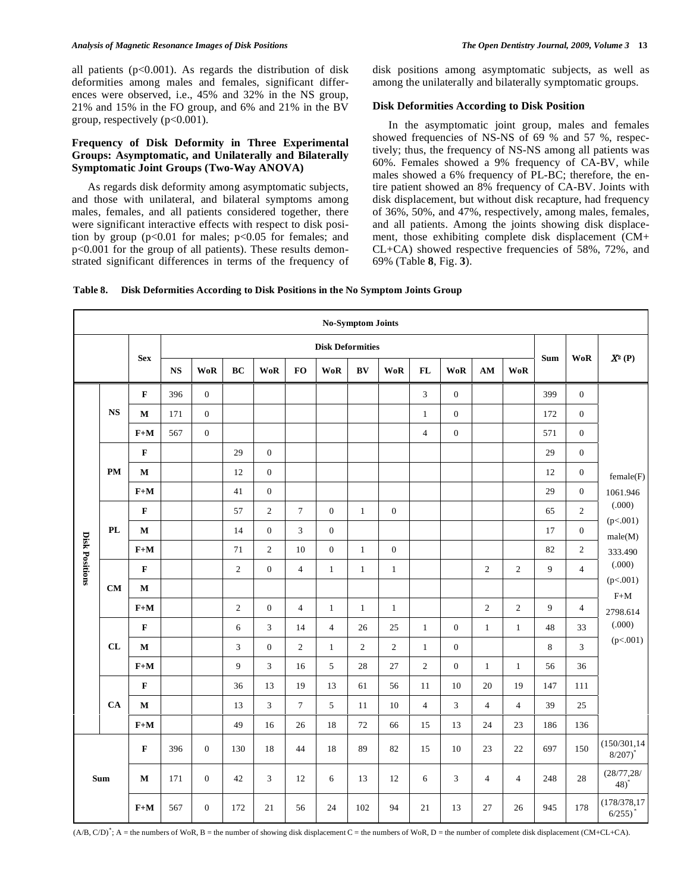all patients (p<0.001). As regards the distribution of disk deformities among males and females, significant differences were observed, i.e., 45% and 32% in the NS group, 21% and 15% in the FO group, and 6% and 21% in the BV group, respectively (p<0.001).

### Frequency of Disk Deformity in Three Experimental Groups: Asymptomatic, and Unilaterally and Bilaterally Symptomatic Joint Groups (Two-Way ANOVA)

As regards disk deformity among asymptomatic subjects, and those with unilateral, and bilateral symptoms among males, females, and all patients considered together, there were significant interactive effects with respect to disk position by group (p<0.01 for males; p<0.05 for females; and p<0.001 for the group of all patients). These results demonstrated significant differences in terms of the frequency of disk positions among asymptomatic subjects, as well as among the unilaterally and bilaterally symptomatic groups.

### Disk Deformities According to Disk Position

In the asymptomatic joint group, males and females showed frequencies of NS-NS of 69 % and 57 %, respectively; thus, the frequency of NS-NS among all patients was 60%. Females showed a 9% frequency of CA-BV, while males showed a 6% frequency of PL-BC; therefore, the entire patient showed an 8% frequency of CA-BV. Joints with disk displacement, but without disk recapture, had frequency of 36%, 50%, and 47%, respectively, among males, females, and all patients. Among the joints showing disk displacement, those exhibiting complete disk displacement (CM+CL+CA) showed respective frequencies of 58%, 72%, and 69% (Table **8**, Fig. **3**).

**Table 8. Disk Deformities According to Disk Positions in the No Symptom Joints Group**

| No-Symptom Joints | | | | | | | | | | | | | | | | | |
|---|---|---|---|---|---|---|---|---|---|---|---|---|---|---|---|---|---|
| | | Sex | Disk Deformities | | | | | | | | | | | | Sum | WoR | $X^2$ (P) |
| | | | NS | WoR | BC | WoR | FO | WoR | BV | WoR | FL | WoR | AM | WoR | | | |
| Disk Positions | NS | F | 396 | 0 | | | | | | | 3 | 0 | | | 399 | 0 | female(F) 1061.946 (.000) (p<.001) male(M) 333.490 (.000) (p<.001) F+M 2798.614 (.000) (p<.001) |
| | | M | 171 | 0 | | | | | | | 1 | 0 | | | 172 | 0 | |
| | | F+M | 567 | 0 | | | | | | | 4 | 0 | | | 571 | 0 | |
| | PM | F | | | 29 | 0 | | | | | | | | | 29 | 0 | |
| | | M | | | 12 | 0 | | | | | | | | | 12 | 0 | |
| | | F+M | | | 41 | 0 | | | | | | | | | 29 | 0 | |
| | PL | F | | | 57 | 2 | 7 | 0 | 1 | 0 | | | | | 65 | 2 | |
| | | M | | | 14 | 0 | 3 | 0 | | | | | | | 17 | 0 | |
| | | F+M | | | 71 | 2 | 10 | 0 | 1 | 0 | | | | | 82 | 2 | |
| | CM | F | | | 2 | 0 | 4 | 1 | 1 | 1 | | | 2 | 2 | 9 | 4 | |
| | | M | | | | | | | | | | | | | | | |
| | | F+M | | | 2 | 0 | 4 | 1 | 1 | 1 | | | 2 | 2 | 9 | 4 | |
| | CL | F | | | 6 | 3 | 14 | 4 | 26 | 25 | 1 | 0 | 1 | 1 | 48 | 33 | |
| | | M | | | 3 | 0 | 2 | 1 | 2 | 2 | 1 | 0 | | | 8 | 3 | |
| | | F+M | | | 9 | 3 | 16 | 5 | 28 | 27 | 2 | 0 | 1 | 1 | 56 | 36 | |
| | CA | F | | | 36 | 13 | 19 | 13 | 61 | 56 | 11 | 10 | 20 | 19 | 147 | 111 | |
| | | M | | | 13 | 3 | 7 | 5 | 11 | 10 | 4 | 3 | 4 | 4 | 39 | 25 | |
| | | F+M | | | 49 | 16 | 26 | 18 | 72 | 66 | 15 | 13 | 24 | 23 | 186 | 136 | |
| Sum | | F | 396 | 0 | 130 | 18 | 44 | 18 | 89 | 82 | 15 | 10 | 23 | 22 | 697 | 150 | (150/301,148/207)* |
| | | M | 171 | 0 | 42 | 3 | 12 | 6 | 13 | 12 | 6 | 3 | 4 | 4 | 248 | 28 | (28/77,28/48)* |
| | | F+M | 567 | 0 | 172 | 21 | 56 | 24 | 102 | 94 | 21 | 13 | 27 | 26 | 945 | 178 | (178/378,176/255)* |

(A/B, C/D)*; A = the numbers of WoR, B = the number of showing disk displacement C = the numbers of WoR, D = the number of complete disk displacement (CM+CL+CA).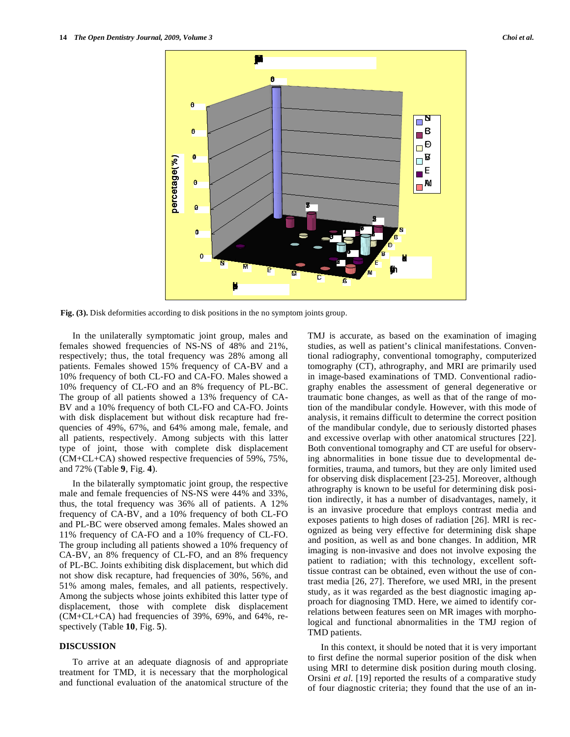Fig. (3). Disk deformities according to disk positions in the no symptom joints group.

In the unilaterally symptomatic joint group, males and females showed frequencies of NS-NS of 48% and 21%, respectively; thus, the total frequency was 28% among all patients. Females showed 15% frequency of CA-BV and a 10% frequency of both CL-FO and CA-FO. Males showed a 10% frequency of CL-FO and an 8% frequency of PL-BC. The group of all patients showed a 13% frequency of CA-BV and a 10% frequency of both CL-FO and CA-FO. Joints with disk displacement but without disk recapture had frequencies of 49%, 67%, and 64% among male, female, and all patients, respectively. Among subjects with this latter type of joint, those with complete disk displacement (CM+CL+CA) showed respective frequencies of 59%, 75%, and 72% (Table **9**, Fig. **4**).

In the bilaterally symptomatic joint group, the respective male and female frequencies of NS-NS were 44% and 33%, thus, the total frequency was 36% all of patients. A 12% frequency of CA-BV, and a 10% frequency of both CL-FO and PL-BC were observed among females. Males showed an 11% frequency of CA-FO and a 10% frequency of CL-FO. The group including all patients showed a 10% frequency of CA-BV, an 8% frequency of CL-FO, and an 8% frequency of PL-BC. Joints exhibiting disk displacement, but which did not show disk recapture, had frequencies of 30%, 56%, and 51% among males, females, and all patients, respectively. Among the subjects whose joints exhibited this latter type of displacement, those with complete disk displacement (CM+CL+CA) had frequencies of 39%, 69%, and 64%, respectively (Table **10**, Fig. **5**).

## DISCUSSION

To arrive at an adequate diagnosis of and appropriate treatment for TMD, it is necessary that the morphological and functional evaluation of the anatomical structure of the TMJ is accurate, as based on the examination of imaging studies, as well as patient's clinical manifestations. Conventional radiography, conventional tomography, computerized tomography (CT), athrography, and MRI are primarily used in image-based examinations of TMD. Conventional radiography enables the assessment of general degenerative or traumatic bone changes, as well as that of the range of motion of the mandibular condyle. However, with this mode of analysis, it remains difficult to determine the correct position of the mandibular condyle, due to seriously distorted phases and excessive overlap with other anatomical structures [22]. Both conventional tomography and CT are useful for observing abnormalities in bone tissue due to developmental deformities, trauma, and tumors, but they are only limited used for observing disk displacement [23-25]. Moreover, although athrography is known to be useful for determining disk position indirectly, it has a number of disadvantages, namely, it is an invasive procedure that employs contrast media and exposes patients to high doses of radiation [26]. MRI is recognized as being very effective for determining disk shape and position, as well as and bone changes. In addition, MR imaging is non-invasive and does not involve exposing the patient to radiation; with this technology, excellent soft-tissue contrast can be obtained, even without the use of contrast media [26, 27]. Therefore, we used MRI, in the present study, as it was regarded as the best diagnostic imaging approach for diagnosing TMD. Here, we aimed to identify correlations between features seen on MR images with morphological and functional abnormalities in the TMJ region of TMD patients.

In this context, it should be noted that it is very important to first define the normal superior position of the disk when using MRI to determine disk position during mouth closing. Orsini *et al*. [19] reported the results of a comparative study of four diagnostic criteria; they found that the use of an in-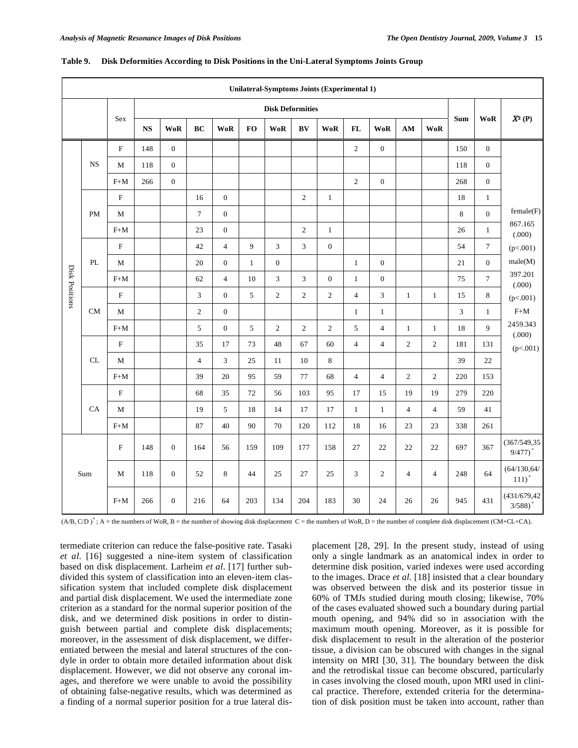**Table 9. Disk Deformities According to Disk Positions in the Uni-Lateral Symptoms Joints Group**

| | | | Unilateral-Symptoms Joints (Experimental 1) | | | | | | | | | | | | | | |
|---|---|---|---|---|---|---|---|---|---|---|---|---|---|---|---|---|---|
| | | Sex | Disk Deformities | | | | | | | | | | | | Sum | WoR | $X^2$ (P) |
| | | | NS | WoR | BC | WoR | FO | WoR | BV | WoR | FL | WoR | AM | WoR | | | |
| Disk Positions | NS | F | 148 | 0 | | | | | | | 2 | 0 | | | 150 | 0 | female(F) 867.165 (.000) (p<.001) male(M) 397.201 (.000) (p<.001) F+M 2459.343 (.000) (p<.001) |
| | | M | 118 | 0 | | | | | | | | | | | 118 | 0 | |
| | | F+M | 266 | 0 | | | | | | | 2 | 0 | | | 268 | 0 | |
| | PM | F | | | 16 | 0 | | | 2 | 1 | | | | | 18 | 1 | |
| | | M | | | 7 | 0 | | | | | | | | | 8 | 0 | |
| | | F+M | | | 23 | 0 | | | 2 | 1 | | | | | 26 | 1 | |
| | PL | F | | | 42 | 4 | 9 | 3 | 3 | 0 | | | | | 54 | 7 | |
| | | M | | | 20 | 0 | 1 | 0 | | | 1 | 0 | | | 21 | 0 | |
| | | F+M | | | 62 | 4 | 10 | 3 | 3 | 0 | 1 | 0 | | | 75 | 7 | |
| | CM | F | | | 3 | 0 | 5 | 2 | 2 | 2 | 4 | 3 | 1 | 1 | 15 | 8 | |
| | | M | | | 2 | 0 | | | | | 1 | 1 | | | 3 | 1 | |
| | | F+M | | | 5 | 0 | 5 | 2 | 2 | 2 | 5 | 4 | 1 | 1 | 18 | 9 | |
| | CL | F | | | 35 | 17 | 73 | 48 | 67 | 60 | 4 | 4 | 2 | 2 | 181 | 131 | |
| | | M | | | 4 | 3 | 25 | 11 | 10 | 8 | | | | | 39 | 22 | |
| | | F+M | | | 39 | 20 | 95 | 59 | 77 | 68 | 4 | 4 | 2 | 2 | 220 | 153 | |
| | CA | F | | | 68 | 35 | 72 | 56 | 103 | 95 | 17 | 15 | 19 | 19 | 279 | 220 | |
| | | M | | | 19 | 5 | 18 | 14 | 17 | 17 | 1 | 1 | 4 | 4 | 59 | 41 | |
| | | F+M | | | 87 | 40 | 90 | 70 | 120 | 112 | 18 | 16 | 23 | 23 | 338 | 261 | |
| Sum | | F | 148 | 0 | 164 | 56 | 159 | 109 | 177 | 158 | 27 | 22 | 22 | 22 | 697 | 367 | (367/549,359/477)* |
| | | M | 118 | 0 | 52 | 8 | 44 | 25 | 27 | 25 | 3 | 2 | 4 | 4 | 248 | 64 | (64/130,64/111)* |
| | | F+M | 266 | 0 | 216 | 64 | 203 | 134 | 204 | 183 | 30 | 24 | 26 | 26 | 945 | 431 | (431/679,423/588)* |

(A/B, C/D )*; A = the numbers of WoR, B = the number of showing disk displacement C = the numbers of WoR, D = the number of complete disk displacement (CM+CL+CA).

termediate criterion can reduce the false-positive rate. Tasaki *et al*. [16] suggested a nine-item system of classification based on disk displacement. Larheim *et al*. [17] further subdivided this system of classification into an eleven-item classification system that included complete disk displacement and partial disk displacement. We used the intermediate zone criterion as a standard for the normal superior position of the disk, and we determined disk positions in order to distinguish between partial and complete disk displacements; moreover, in the assessment of disk displacement, we differentiated between the mesial and lateral structures of the condyle in order to obtain more detailed information about disk displacement. However, we did not observe any coronal images, and therefore we were unable to avoid the possibility of obtaining false-negative results, which was determined as a finding of a normal superior position for a true lateral displacement [28, 29]. In the present study, instead of using only a single landmark as an anatomical index in order to determine disk position, varied indexes were used according to the images. Drace *et al*. [18] insisted that a clear boundary was observed between the disk and its posterior tissue in 60% of TMJs studied during mouth closing; likewise, 70% of the cases evaluated showed such a boundary during partial mouth opening, and 94% did so in association with the maximum mouth opening. Moreover, as it is possible for disk displacement to result in the alteration of the posterior tissue, a division can be obscured with changes in the signal intensity on MRI [30, 31]. The boundary between the disk and the retrodiskal tissue can become obscured, particularly in cases involving the closed mouth, upon MRI used in clinical practice. Therefore, extended criteria for the determination of disk position must be taken into account, rather than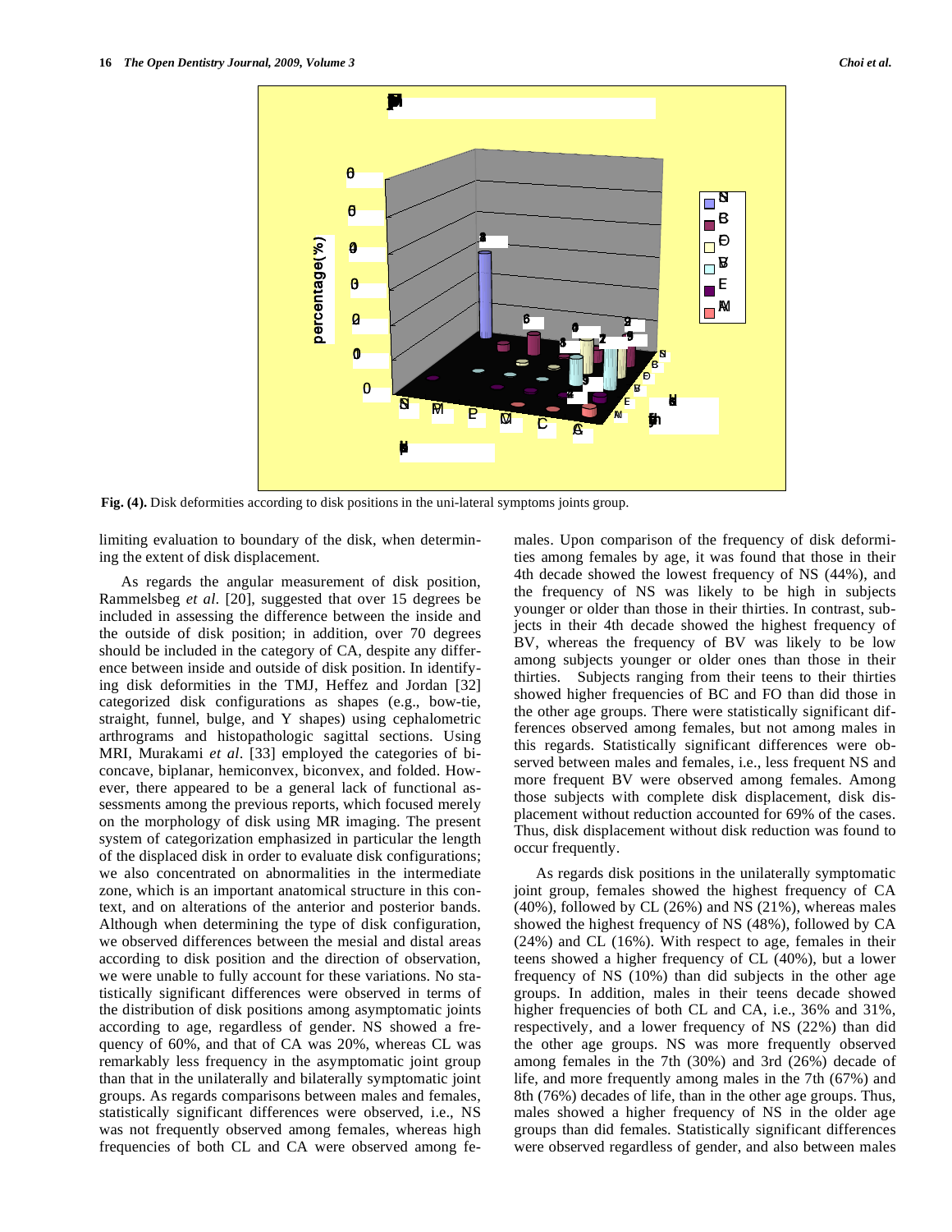**Fig. (4).** Disk deformities according to disk positions in the uni-lateral symptoms joints group.

limiting evaluation to boundary of the disk, when determining the extent of disk displacement.

As regards the angular measurement of disk position, Rammelsbeg *et al*. [20], suggested that over 15 degrees be included in assessing the difference between the inside and the outside of disk position; in addition, over 70 degrees should be included in the category of CA, despite any difference between inside and outside of disk position. In identifying disk deformities in the TMJ, Heffez and Jordan [32] categorized disk configurations as shapes (e.g., bow-tie, straight, funnel, bulge, and Y shapes) using cephalometric arthrograms and histopathologic sagittal sections. Using MRI, Murakami *et al*. [33] employed the categories of biconcave, biplanar, hemiconvex, biconvex, and folded. However, there appeared to be a general lack of functional assessments among the previous reports, which focused merely on the morphology of disk using MR imaging. The present system of categorization emphasized in particular the length of the displaced disk in order to evaluate disk configurations; we also concentrated on abnormalities in the intermediate zone, which is an important anatomical structure in this context, and on alterations of the anterior and posterior bands. Although when determining the type of disk configuration, we observed differences between the mesial and distal areas according to disk position and the direction of observation, we were unable to fully account for these variations. No statistically significant differences were observed in terms of the distribution of disk positions among asymptomatic joints according to age, regardless of gender. NS showed a frequency of 60%, and that of CA was 20%, whereas CL was remarkably less frequency in the asymptomatic joint group than that in the unilaterally and bilaterally symptomatic joint groups. As regards comparisons between males and females, statistically significant differences were observed, i.e., NS was not frequently observed among females, whereas high frequencies of both CL and CA were observed among females. Upon comparison of the frequency of disk deformities among females by age, it was found that those in their 4th decade showed the lowest frequency of NS (44%), and the frequency of NS was likely to be high in subjects younger or older than those in their thirties. In contrast, subjects in their 4th decade showed the highest frequency of BV, whereas the frequency of BV was likely to be low among subjects younger or older ones than those in their thirties. Subjects ranging from their teens to their thirties showed higher frequencies of BC and FO than did those in the other age groups. There were statistically significant differences observed among females, but not among males in this regards. Statistically significant differences were observed between males and females, i.e., less frequent NS and more frequent BV were observed among females. Among those subjects with complete disk displacement, disk displacement without reduction accounted for 69% of the cases. Thus, disk displacement without disk reduction was found to occur frequently.

As regards disk positions in the unilaterally symptomatic joint group, females showed the highest frequency of CA (40%), followed by CL (26%) and NS (21%), whereas males showed the highest frequency of NS (48%), followed by CA (24%) and CL (16%). With respect to age, females in their teens showed a higher frequency of CL (40%), but a lower frequency of NS (10%) than did subjects in the other age groups. In addition, males in their teens decade showed higher frequencies of both CL and CA, i.e., 36% and 31%, respectively, and a lower frequency of NS (22%) than did the other age groups. NS was more frequently observed among females in the 7th (30%) and 3rd (26%) decade of life, and more frequently among males in the 7th (67%) and 8th (76%) decades of life, than in the other age groups. Thus, males showed a higher frequency of NS in the older age groups than did females. Statistically significant differences were observed regardless of gender, and also between males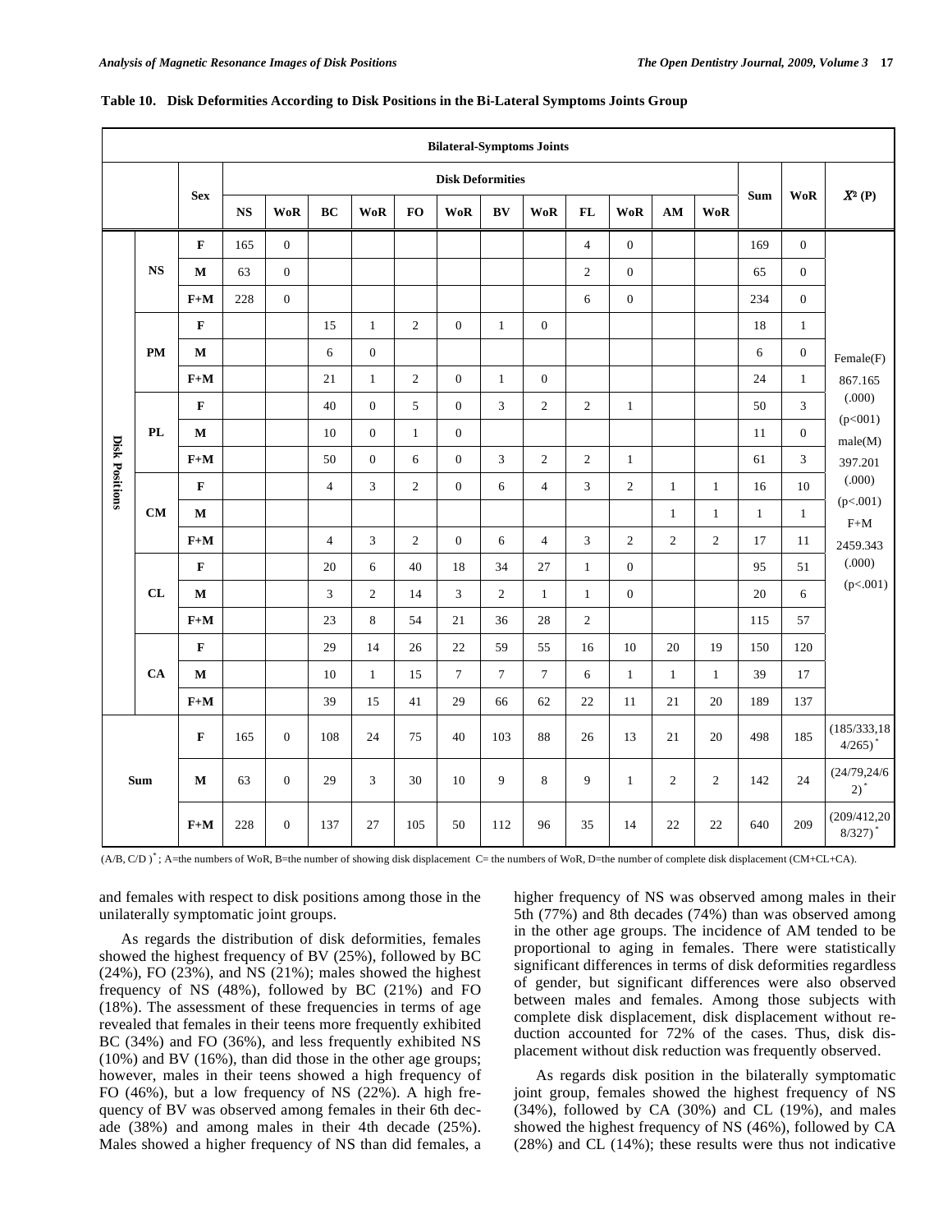**Table 10. Disk Deformities According to Disk Positions in the Bi-Lateral Symptoms Joints Group**

| Bilateral-Symptoms Joints | | | | | | | | | | | | | | | | | |
|---|---|---|---|---|---|---|---|---|---|---|---|---|---|---|---|---|---|
| | | Sex | Disk Deformities | | | | | | | | | | | | Sum | WoR | $X^2$ (P) |
| | | | NS | WoR | BC | WoR | FO | WoR | BV | WoR | FL | WoR | AM | WoR | | | |
| Disk Positions | NS | F | 165 | 0 | | | | | | | 4 | 0 | | | 169 | 0 | Female(F) 867.165 (.000) (p<001) male(M) 397.201 (.000) (p<.001) F+M 2459.343 (.000) (p<.001) |
| | | M | 63 | 0 | | | | | | | 2 | 0 | | | 65 | 0 | |
| | | F+M | 228 | 0 | | | | | | | 6 | 0 | | | 234 | 0 | |
| | PM | F | | | 15 | 1 | 2 | 0 | 1 | 0 | | | | | 18 | 1 | |
| | | M | | | 6 | 0 | | | | | | | | | 6 | 0 | |
| | | F+M | | | 21 | 1 | 2 | 0 | 1 | 0 | | | | | 24 | 1 | |
| | PL | F | | | 40 | 0 | 5 | 0 | 3 | 2 | 2 | 1 | | | 50 | 3 | |
| | | M | | | 10 | 0 | 1 | 0 | | | | | | | 11 | 0 | |
| | | F+M | | | 50 | 0 | 6 | 0 | 3 | 2 | 2 | 1 | | | 61 | 3 | |
| | CM | F | | | 4 | 3 | 2 | 0 | 6 | 4 | 3 | 2 | 1 | 1 | 16 | 10 | |
| | | M | | | | | | | | | | | 1 | 1 | 1 | 1 | |
| | | F+M | | | 4 | 3 | 2 | 0 | 6 | 4 | 3 | 2 | 2 | 2 | 17 | 11 | |
| | CL | F | | | 20 | 6 | 40 | 18 | 34 | 27 | 1 | 0 | | | 95 | 51 | |
| | | M | | | 3 | 2 | 14 | 3 | 2 | 1 | 1 | 0 | | | 20 | 6 | |
| | | F+M | | | 23 | 8 | 54 | 21 | 36 | 28 | 2 | | | | 115 | 57 | |
| | CA | F | | | 29 | 14 | 26 | 22 | 59 | 55 | 16 | 10 | 20 | 19 | 150 | 120 | |
| | | M | | | 10 | 1 | 15 | 7 | 7 | 7 | 6 | 1 | 1 | 1 | 39 | 17 | |
| | | F+M | | | 39 | 15 | 41 | 29 | 66 | 62 | 22 | 11 | 21 | 20 | 189 | 137 | |
| Sum | | F | 165 | 0 | 108 | 24 | 75 | 40 | 103 | 88 | 26 | 13 | 21 | 20 | 498 | 185 | (185/333,184/265)* |
| | | M | 63 | 0 | 29 | 3 | 30 | 10 | 9 | 8 | 9 | 1 | 2 | 2 | 142 | 24 | (24/79,24/62)* |
| | | F+M | 228 | 0 | 137 | 27 | 105 | 50 | 112 | 96 | 35 | 14 | 22 | 22 | 640 | 209 | (209/412,208/327)* |

(A/B, C/D )*; A=the numbers of WoR, B=the number of showing disk displacement C= the numbers of WoR, D=the number of complete disk displacement (CM+CL+CA).

and females with respect to disk positions among those in the unilaterally symptomatic joint groups.

As regards the distribution of disk deformities, females showed the highest frequency of BV (25%), followed by BC (24%), FO (23%), and NS (21%); males showed the highest frequency of NS (48%), followed by BC (21%) and FO (18%). The assessment of these frequencies in terms of age revealed that females in their teens more frequently exhibited BC (34%) and FO (36%), and less frequently exhibited NS (10%) and BV (16%), than did those in the other age groups; however, males in their teens showed a high frequency of FO (46%), but a low frequency of NS (22%). A high frequency of BV was observed among females in their 6th decade (38%) and among males in their 4th decade (25%). Males showed a higher frequency of NS than did females, a higher frequency of NS was observed among males in their 5th (77%) and 8th decades (74%) than was observed among in the other age groups. The incidence of AM tended to be proportional to aging in females. There were statistically significant differences in terms of disk deformities regardless of gender, but significant differences were also observed between males and females. Among those subjects with complete disk displacement, disk displacement without reduction accounted for 72% of the cases. Thus, disk displacement without disk reduction was frequently observed.

As regards disk position in the bilaterally symptomatic joint group, females showed the highest frequency of NS (34%), followed by CA (30%) and CL (19%), and males showed the highest frequency of NS (46%), followed by CA (28%) and CL (14%); these results were thus not indicative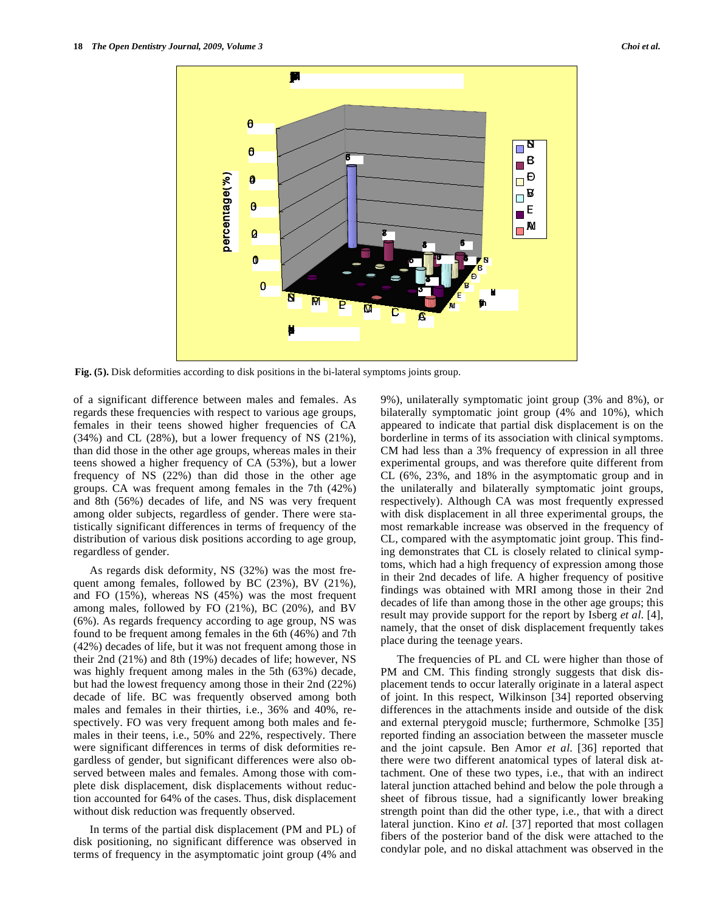Fig. (5). Disk deformities according to disk positions in the bi-lateral symptoms joints group.

of a significant difference between males and females. As regards these frequencies with respect to various age groups, females in their teens showed higher frequencies of CA (34%) and CL (28%), but a lower frequency of NS (21%), than did those in the other age groups, whereas males in their teens showed a higher frequency of CA (53%), but a lower frequency of NS (22%) than did those in the other age groups. CA was frequent among females in the 7th (42%) and 8th (56%) decades of life, and NS was very frequent among older subjects, regardless of gender. There were statistically significant differences in terms of frequency of the distribution of various disk positions according to age group, regardless of gender.

As regards disk deformity, NS (32%) was the most frequent among females, followed by BC (23%), BV (21%), and FO (15%), whereas NS (45%) was the most frequent among males, followed by FO (21%), BC (20%), and BV (6%). As regards frequency according to age group, NS was found to be frequent among females in the 6th (46%) and 7th (42%) decades of life, but it was not frequent among those in their 2nd (21%) and 8th (19%) decades of life; however, NS was highly frequent among males in the 5th (63%) decade, but had the lowest frequency among those in their 2nd (22%) decade of life. BC was frequently observed among both males and females in their thirties, i.e., 36% and 40%, respectively. FO was very frequent among both males and females in their teens, i.e., 50% and 22%, respectively. There were significant differences in terms of disk deformities regardless of gender, but significant differences were also observed between males and females. Among those with complete disk displacement, disk displacements without reduction accounted for 64% of the cases. Thus, disk displacement without disk reduction was frequently observed.

In terms of the partial disk displacement (PM and PL) of disk positioning, no significant difference was observed in terms of frequency in the asymptomatic joint group (4% and 9%), unilaterally symptomatic joint group (3% and 8%), or bilaterally symptomatic joint group (4% and 10%), which appeared to indicate that partial disk displacement is on the borderline in terms of its association with clinical symptoms. CM had less than a 3% frequency of expression in all three experimental groups, and was therefore quite different from CL (6%, 23%, and 18% in the asymptomatic group and in the unilaterally and bilaterally symptomatic joint groups, respectively). Although CA was most frequently expressed with disk displacement in all three experimental groups, the most remarkable increase was observed in the frequency of CL, compared with the asymptomatic joint group. This finding demonstrates that CL is closely related to clinical symptoms, which had a high frequency of expression among those in their 2nd decades of life. A higher frequency of positive findings was obtained with MRI among those in their 2nd decades of life than among those in the other age groups; this result may provide support for the report by Isberg *et al.* [4], namely, that the onset of disk displacement frequently takes place during the teenage years.

The frequencies of PL and CL were higher than those of PM and CM. This finding strongly suggests that disk displacement tends to occur laterally originate in a lateral aspect of joint. In this respect, Wilkinson [34] reported observing differences in the attachments inside and outside of the disk and external pterygoid muscle; furthermore, Schmolke [35] reported finding an association between the masseter muscle and the joint capsule. Ben Amor *et al.* [36] reported that there were two different anatomical types of lateral disk attachment. One of these two types, i.e., that with an indirect lateral junction attached behind and below the pole through a sheet of fibrous tissue, had a significantly lower breaking strength point than did the other type, i.e., that with a direct lateral junction. Kino *et al.* [37] reported that most collagen fibers of the posterior band of the disk were attached to the condylar pole, and no diskal attachment was observed in the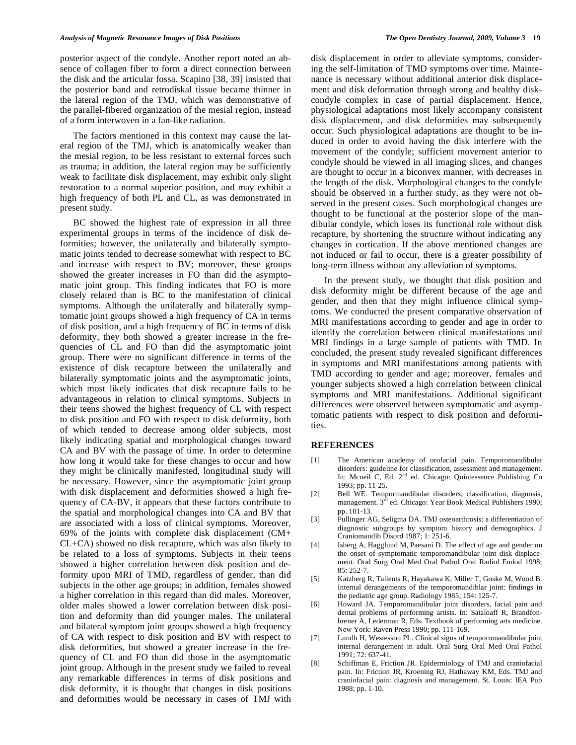posterior aspect of the condyle. Another report noted an absence of collagen fiber to form a direct connection between the disk and the articular fossa. Scapino [38, 39] insisted that the posterior band and retrodiskal tissue became thinner in the lateral region of the TMJ, which was demonstrative of the parallel-fibered organization of the mesial region, instead of a form interwoven in a fan-like radiation.

The factors mentioned in this context may cause the lateral region of the TMJ, which is anatomically weaker than the mesial region, to be less resistant to external forces such as trauma; in addition, the lateral region may be sufficiently weak to facilitate disk displacement, may exhibit only slight restoration to a normal superior position, and may exhibit a high frequency of both PL and CL, as was demonstrated in present study.

BC showed the highest rate of expression in all three experimental groups in terms of the incidence of disk deformities; however, the unilaterally and bilaterally symptomatic joints tended to decrease somewhat with respect to BC and increase with respect to BV; moreover, these groups showed the greater increases in FO than did the asymptomatic joint group. This finding indicates that FO is more closely related than is BC to the manifestation of clinical symptoms. Although the unilaterally and bilaterally symptomatic joint groups showed a high frequency of CA in terms of disk position, and a high frequency of BC in terms of disk deformity, they both showed a greater increase in the frequencies of CL and FO than did the asymptomatic joint group. There were no significant difference in terms of the existence of disk recapture between the unilaterally and bilaterally symptomatic joints and the asymptomatic joints, which most likely indicates that disk recapture fails to be advantageous in relation to clinical symptoms. Subjects in their teens showed the highest frequency of CL with respect to disk position and FO with respect to disk deformity, both of which tended to decrease among older subjects, most likely indicating spatial and morphological changes toward CA and BV with the passage of time. In order to determine how long it would take for these changes to occur and how they might be clinically manifested, longitudinal study will be necessary. However, since the asymptomatic joint group with disk displacement and deformities showed a high frequency of CA-BV, it appears that these factors contribute to the spatial and morphological changes into CA and BV that are associated with a loss of clinical symptoms. Moreover, 69% of the joints with complete disk displacement (CM+ CL+CA) showed no disk recapture, which was also likely to be related to a loss of symptoms. Subjects in their teens showed a higher correlation between disk position and deformity upon MRI of TMD, regardless of gender, than did subjects in the other age groups; in addition, females showed a higher correlation in this regard than did males. Moreover, older males showed a lower correlation between disk position and deformity than did younger males. The unilateral and bilateral symptom joint groups showed a high frequency of CA with respect to disk position and BV with respect to disk deformities, but showed a greater increase in the frequency of CL and FO than did those in the asymptomatic joint group. Although in the present study we failed to reveal any remarkable differences in terms of disk positions and disk deformity, it is thought that changes in disk positions and deformities would be necessary in cases of TMJ with disk displacement in order to alleviate symptoms, considering the self-limitation of TMD symptoms over time. Maintenance is necessary without additional anterior disk displacement and disk deformation through strong and healthy disk-condyle complex in case of partial displacement. Hence, physiological adaptations most likely accompany consistent disk displacement, and disk deformities may subsequently occur. Such physiological adaptations are thought to be induced in order to avoid having the disk interfere with the movement of the condyle; sufficient movement anterior to condyle should be viewed in all imaging slices, and changes are thought to occur in a biconvex manner, with decreases in the length of the disk. Morphological changes to the condyle should be observed in a further study, as they were not observed in the present cases. Such morphological changes are thought to be functional at the posterior slope of the mandibular condyle, which loses its functional role without disk recapture, by shortening the structure without indicating any changes in cortication. If the above mentioned changes are not induced or fail to occur, there is a greater possibility of long-term illness without any alleviation of symptoms.

In the present study, we thought that disk position and disk deformity might be different because of the age and gender, and then that they might influence clinical symptoms. We conducted the present comparative observation of MRI manifestations according to gender and age in order to identify the correlation between clinical manifestations and MRI findings in a large sample of patients with TMD. In concluded, the present study revealed significant differences in symptoms and MRI manifestations among patients with TMD according to gender and age; moreover, females and younger subjects showed a high correlation between clinical symptoms and MRI manifestations. Additional significant differences were observed between symptomatic and asymptomatic patients with respect to disk position and deformities.

## REFERENCES

[1] The American academy of orofacial pain. Temporomandibular disorders: guideline for classification, assessment and management. In: Mcneil C, Ed. 2nd ed. Chicago: Quintessence Publishing Co 1993; pp. 11-25.

[2] Bell WE. Tempormandibular disorders, classification, diagnosis, management. 3rd ed. Chicago: Year Book Medical Publishers 1990; pp. 101-13.

[3] Pullinger AG, Seligma DA. TMJ osteoarthrosis: a differentiation of diagnostic subgroups by symptom history and demographics. J Craniomandib Disord 1987; 1: 251-6.

[4] Isberg A, Hagglund M, Paesani D. The effect of age and gender on the onset of symptomatic temporomandibular joint disk displacement. Oral Surg Oral Med Oral Pathol Oral Radiol Endod 1998; 85: 252-7.

[5] Katzberg R, Tallents R, Hayakawa K, Miller T, Goske M, Wood B. Internal derangements of the temporomandiblar joint: findings in the pediatric age group. Radiology 1985; 154: 125-7.

[6] Howard JA. Temporomandibular joint disorders, facial pain and dental problems of performing artists. In: Sataloaff R, Brandfonbrener A, Lederman R, Eds. Textbook of performing arts medicine. New York: Raven Press 1990; pp. 111-169.

[7] Lundh H, Westesson PL. Clinical signs of temporomandibular joint internal derangement in adult. Oral Surg Oral Med Oral Pathol 1991; 72: 637-41.

[8] Schiffman E, Friction JR. Epidermiology of TMJ and craniofacial pain. In: Friction JR, Kroening RJ, Hathaway KM, Eds. TMJ and craniofacial pain: diagnosis and management. St. Louis: IEA Pub 1988; pp. 1-10.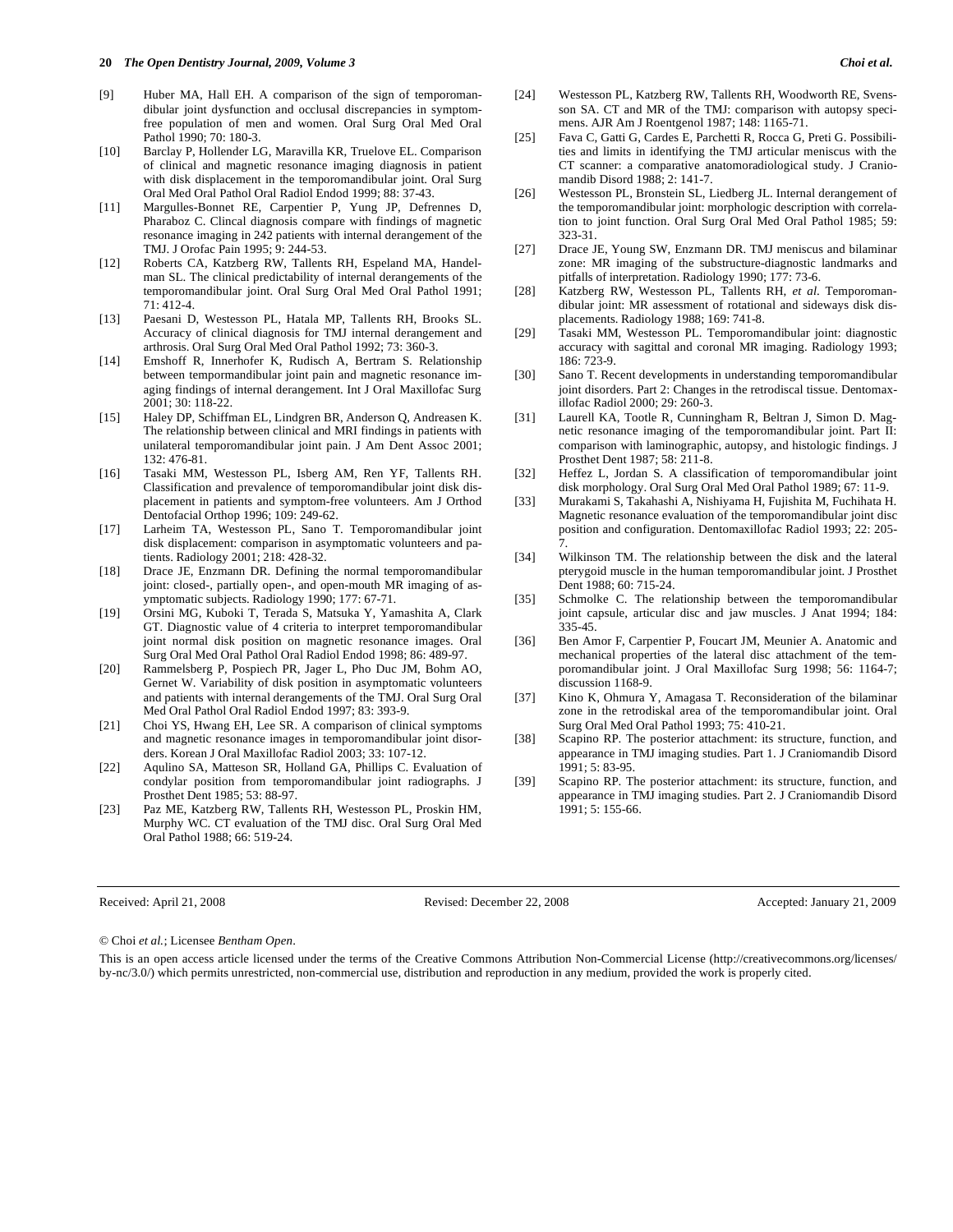[9] Huber MA, Hall EH. A comparison of the sign of temporomandibular joint dysfunction and occlusal discrepancies in symptom-free population of men and women. Oral Surg Oral Med Oral Pathol 1990; 70: 180-3.

[10] Barclay P, Hollender LG, Maravilla KR, Truelove EL. Comparison of clinical and magnetic resonance imaging diagnosis in patient with disk displacement in the temporomandibular joint. Oral Surg Oral Med Oral Pathol Oral Radiol Endod 1999; 88: 37-43.

[11] Margulles-Bonnet RE, Carpentier P, Yung JP, Defrennes D, Pharaboz C. Clincal diagnosis compare with findings of magnetic resonance imaging in 242 patients with internal derangement of the TMJ. J Orofac Pain 1995; 9: 244-53.

[12] Roberts CA, Katzberg RW, Tallents RH, Espeland MA, Handelman SL. The clinical predictability of internal derangements of the temporomandibular joint. Oral Surg Oral Med Oral Pathol 1991; 71: 412-4.

[13] Paesani D, Westesson PL, Hatala MP, Tallents RH, Brooks SL. Accuracy of clinical diagnosis for TMJ internal derangement and arthrosis. Oral Surg Oral Med Oral Pathol 1992; 73: 360-3.

[14] Emshoff R, Innerhofer K, Rudisch A, Bertram S. Relationship between tempormandibular joint pain and magnetic resonance imaging findings of internal derangement. Int J Oral Maxillofac Surg 2001; 30: 118-22.

[15] Haley DP, Schiffman EL, Lindgren BR, Anderson Q, Andreasen K. The relationship between clinical and MRI findings in patients with unilateral temporomandibular joint pain. J Am Dent Assoc 2001; 132: 476-81.

[16] Tasaki MM, Westesson PL, Isberg AM, Ren YF, Tallents RH. Classification and prevalence of temporomandibular joint disk displacement in patients and symptom-free volunteers. Am J Orthod Dentofacial Orthop 1996; 109: 249-62.

[17] Larheim TA, Westesson PL, Sano T. Temporomandibular joint disk displacement: comparison in asymptomatic volunteers and patients. Radiology 2001; 218: 428-32.

[18] Drace JE, Enzmann DR. Defining the normal temporomandibular joint: closed-, partially open-, and open-mouth MR imaging of asymptomatic subjects. Radiology 1990; 177: 67-71.

[19] Orsini MG, Kuboki T, Terada S, Matsuka Y, Yamashita A, Clark GT. Diagnostic value of 4 criteria to interpret temporomandibular joint normal disk position on magnetic resonance images. Oral Surg Oral Med Oral Pathol Oral Radiol Endod 1998; 86: 489-97.

[20] Rammelsberg P, Pospiech PR, Jager L, Pho Duc JM, Bohm AO, Gernet W. Variability of disk position in asymptomatic volunteers and patients with internal derangements of the TMJ. Oral Surg Oral Med Oral Pathol Oral Radiol Endod 1997; 83: 393-9.

[21] Choi YS, Hwang EH, Lee SR. A comparison of clinical symptoms and magnetic resonance images in temporomandibular joint disorders. Korean J Oral Maxillofac Radiol 2003; 33: 107-12.

[22] Aqulino SA, Matteson SR, Holland GA, Phillips C. Evaluation of condylar position from temporomandibular joint radiographs. J Prosthet Dent 1985; 53: 88-97.

[23] Paz ME, Katzberg RW, Tallents RH, Westesson PL, Proskin HM, Murphy WC. CT evaluation of the TMJ disc. Oral Surg Oral Med Oral Pathol 1988; 66: 519-24.

[24] Westesson PL, Katzberg RW, Tallents RH, Woodworth RE, Svensson SA. CT and MR of the TMJ: comparison with autopsy specimens. AJR Am J Roentgenol 1987; 148: 1165-71.

[25] Fava C, Gatti G, Cardes E, Parchetti R, Rocca G, Preti G. Possibilities and limits in identifying the TMJ articular meniscus with the CT scanner: a comparative anatomoradiological study. J Craniomandib Disord 1988; 2: 141-7.

[26] Westesson PL, Bronstein SL, Liedberg JL. Internal derangement of the temporomandibular joint: morphologic description with correlation to joint function. Oral Surg Oral Med Oral Pathol 1985; 59: 323-31.

[27] Drace JE, Young SW, Enzmann DR. TMJ meniscus and bilaminar zone: MR imaging of the substructure-diagnostic landmarks and pitfalls of interpretation. Radiology 1990; 177: 73-6.

[28] Katzberg RW, Westesson PL, Tallents RH, *et al.* Temporomandibular joint: MR assessment of rotational and sideways disk displacements. Radiology 1988; 169: 741-8.

[29] Tasaki MM, Westesson PL. Temporomandibular joint: diagnostic accuracy with sagittal and coronal MR imaging. Radiology 1993; 186: 723-9.

[30] Sano T. Recent developments in understanding temporomandibular joint disorders. Part 2: Changes in the retrodiscal tissue. Dentomaxillofac Radiol 2000; 29: 260-3.

[31] Laurell KA, Tootle R, Cunningham R, Beltran J, Simon D. Magnetic resonance imaging of the temporomandibular joint. Part II: comparison with laminographic, autopsy, and histologic findings. J Prosthet Dent 1987; 58: 211-8.

[32] Heffez L, Jordan S. A classification of temporomandibular joint disk morphology. Oral Surg Oral Med Oral Pathol 1989; 67: 11-9.

[33] Murakami S, Takahashi A, Nishiyama H, Fujishita M, Fuchihata H. Magnetic resonance evaluation of the temporomandibular joint disc position and configuration. Dentomaxillofac Radiol 1993; 22: 205-7.

[34] Wilkinson TM. The relationship between the disk and the lateral pterygoid muscle in the human temporomandibular joint. J Prosthet Dent 1988; 60: 715-24.

[35] Schmolke C. The relationship between the temporomandibular joint capsule, articular disc and jaw muscles. J Anat 1994; 184: 335-45.

[36] Ben Amor F, Carpentier P, Foucart JM, Meunier A. Anatomic and mechanical properties of the lateral disc attachment of the temporomandibular joint. J Oral Maxillofac Surg 1998; 56: 1164-7; discussion 1168-9.

[37] Kino K, Ohmura Y, Amagasa T. Reconsideration of the bilaminar zone in the retrodiskal area of the temporomandibular joint. Oral Surg Oral Med Oral Pathol 1993; 75: 410-21.

[38] Scapino RP. The posterior attachment: its structure, function, and appearance in TMJ imaging studies. Part 1. J Craniomandib Disord 1991; 5: 83-95.

[39] Scapino RP. The posterior attachment: its structure, function, and appearance in TMJ imaging studies. Part 2. J Craniomandib Disord 1991; 5: 155-66.

Received: April 21, 2008 Revised: December 22, 2008 Accepted: January 21, 2009

© Choi *et al.*; Licensee *Bentham Open*.

This is an open access article licensed under the terms of the Creative Commons Attribution Non-Commercial License (http://creativecommons.org/licenses/by-nc/3.0/) which permits unrestricted, non-commercial use, distribution and reproduction in any medium, provided the work is properly cited.